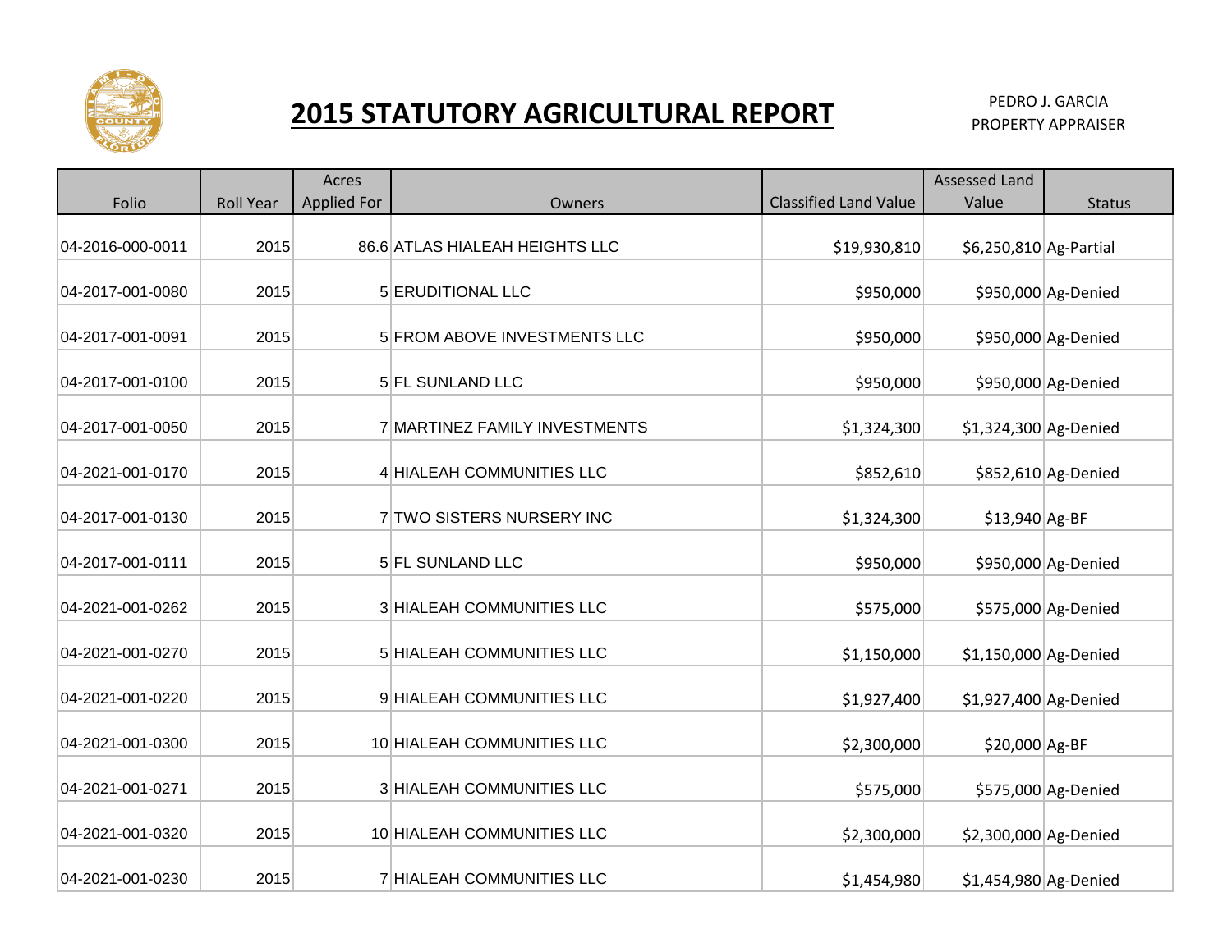# 2015 STATUTORY AGRICULTURAL REPORT

PEDRO J. GARCIA
PROPERTY APPRAISER

| Folio | Roll Year | Acres Applied For | Owners | Classified Land Value | Assessed Land Value | Status |
|---|---|---|---|---|---|---|
| 04-2016-000-0011 | 2015 | 86.6 | ATLAS HIALEAH HEIGHTS LLC | $19,930,810 | $6,250,810 | Ag-Partial |
| 04-2017-001-0080 | 2015 | 5 | ERUDITIONAL LLC | $950,000 | $950,000 | Ag-Denied |
| 04-2017-001-0091 | 2015 | 5 | FROM ABOVE INVESTMENTS LLC | $950,000 | $950,000 | Ag-Denied |
| 04-2017-001-0100 | 2015 | 5 | FL SUNLAND LLC | $950,000 | $950,000 | Ag-Denied |
| 04-2017-001-0050 | 2015 | 7 | MARTINEZ FAMILY INVESTMENTS | $1,324,300 | $1,324,300 | Ag-Denied |
| 04-2021-001-0170 | 2015 | 4 | HIALEAH COMMUNITIES LLC | $852,610 | $852,610 | Ag-Denied |
| 04-2017-001-0130 | 2015 | 7 | TWO SISTERS NURSERY INC | $1,324,300 | $13,940 | Ag-BF |
| 04-2017-001-0111 | 2015 | 5 | FL SUNLAND LLC | $950,000 | $950,000 | Ag-Denied |
| 04-2021-001-0262 | 2015 | 3 | HIALEAH COMMUNITIES LLC | $575,000 | $575,000 | Ag-Denied |
| 04-2021-001-0270 | 2015 | 5 | HIALEAH COMMUNITIES LLC | $1,150,000 | $1,150,000 | Ag-Denied |
| 04-2021-001-0220 | 2015 | 9 | HIALEAH COMMUNITIES LLC | $1,927,400 | $1,927,400 | Ag-Denied |
| 04-2021-001-0300 | 2015 | 10 | HIALEAH COMMUNITIES LLC | $2,300,000 | $20,000 | Ag-BF |
| 04-2021-001-0271 | 2015 | 3 | HIALEAH COMMUNITIES LLC | $575,000 | $575,000 | Ag-Denied |
| 04-2021-001-0320 | 2015 | 10 | HIALEAH COMMUNITIES LLC | $2,300,000 | $2,300,000 | Ag-Denied |
| 04-2021-001-0230 | 2015 | 7 | HIALEAH COMMUNITIES LLC | $1,454,980 | $1,454,980 | Ag-Denied |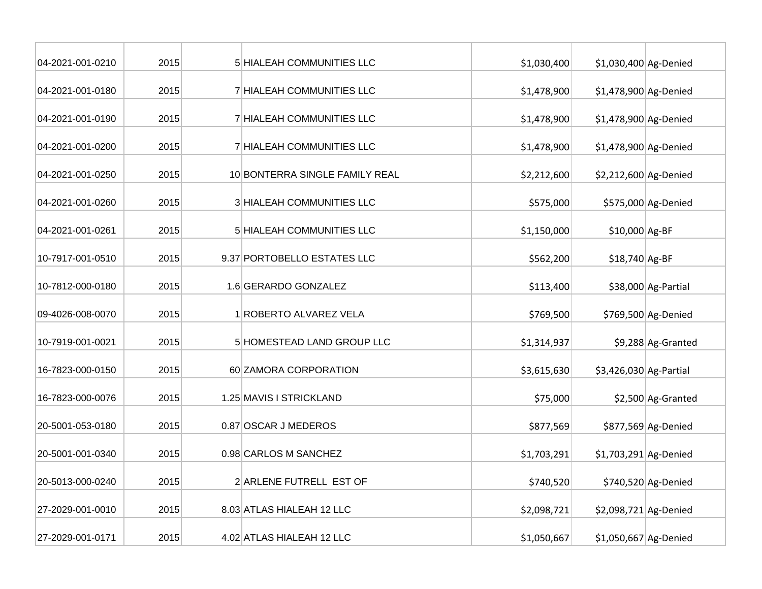| | | | | | | |
|---|---|---|---|---|---|---|
| 04-2021-001-0210 | 2015 | 5 | HIALEAH COMMUNITIES LLC | $1,030,400 | $1,030,400 | Ag-Denied |
| 04-2021-001-0180 | 2015 | 7 | HIALEAH COMMUNITIES LLC | $1,478,900 | $1,478,900 | Ag-Denied |
| 04-2021-001-0190 | 2015 | 7 | HIALEAH COMMUNITIES LLC | $1,478,900 | $1,478,900 | Ag-Denied |
| 04-2021-001-0200 | 2015 | 7 | HIALEAH COMMUNITIES LLC | $1,478,900 | $1,478,900 | Ag-Denied |
| 04-2021-001-0250 | 2015 | 10 | BONTERRA SINGLE FAMILY REAL | $2,212,600 | $2,212,600 | Ag-Denied |
| 04-2021-001-0260 | 2015 | 3 | HIALEAH COMMUNITIES LLC | $575,000 | $575,000 | Ag-Denied |
| 04-2021-001-0261 | 2015 | 5 | HIALEAH COMMUNITIES LLC | $1,150,000 | $10,000 | Ag-BF |
| 10-7917-001-0510 | 2015 | 9.37 | PORTOBELLO ESTATES LLC | $562,200 | $18,740 | Ag-BF |
| 10-7812-000-0180 | 2015 | 1.6 | GERARDO GONZALEZ | $113,400 | $38,000 | Ag-Partial |
| 09-4026-008-0070 | 2015 | 1 | ROBERTO ALVAREZ VELA | $769,500 | $769,500 | Ag-Denied |
| 10-7919-001-0021 | 2015 | 5 | HOMESTEAD LAND GROUP LLC | $1,314,937 | $9,288 | Ag-Granted |
| 16-7823-000-0150 | 2015 | 60 | ZAMORA CORPORATION | $3,615,630 | $3,426,030 | Ag-Partial |
| 16-7823-000-0076 | 2015 | 1.25 | MAVIS I STRICKLAND | $75,000 | $2,500 | Ag-Granted |
| 20-5001-053-0180 | 2015 | 0.87 | OSCAR J MEDEROS | $877,569 | $877,569 | Ag-Denied |
| 20-5001-001-0340 | 2015 | 0.98 | CARLOS M SANCHEZ | $1,703,291 | $1,703,291 | Ag-Denied |
| 20-5013-000-0240 | 2015 | 2 | ARLENE FUTRELL EST OF | $740,520 | $740,520 | Ag-Denied |
| 27-2029-001-0010 | 2015 | 8.03 | ATLAS HIALEAH 12 LLC | $2,098,721 | $2,098,721 | Ag-Denied |
| 27-2029-001-0171 | 2015 | 4.02 | ATLAS HIALEAH 12 LLC | $1,050,667 | $1,050,667 | Ag-Denied |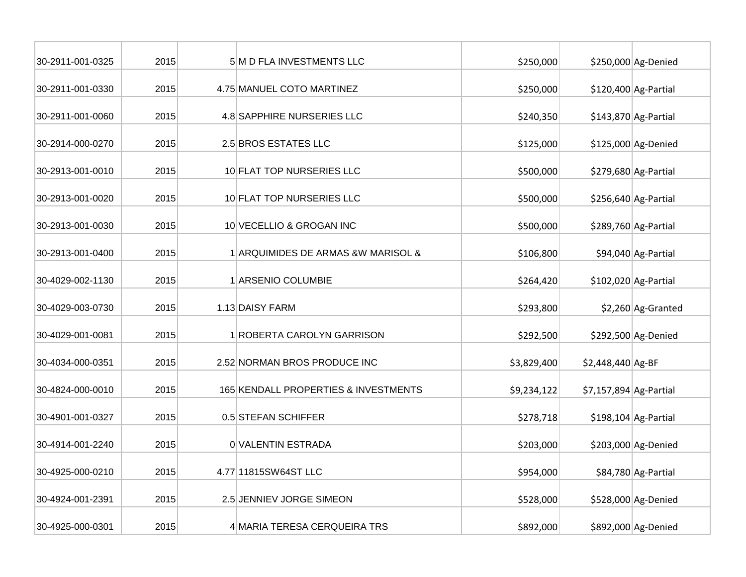| | | | | | | |
|---|---|---|---|---|---|---|
| 30-2911-001-0325 | 2015 | 5 | M D FLA INVESTMENTS LLC | $250,000 | $250,000 | Ag-Denied |
| 30-2911-001-0330 | 2015 | 4.75 | MANUEL COTO MARTINEZ | $250,000 | $120,400 | Ag-Partial |
| 30-2911-001-0060 | 2015 | 4.8 | SAPPHIRE NURSERIES LLC | $240,350 | $143,870 | Ag-Partial |
| 30-2914-000-0270 | 2015 | 2.5 | BROS ESTATES LLC | $125,000 | $125,000 | Ag-Denied |
| 30-2913-001-0010 | 2015 | 10 | FLAT TOP NURSERIES LLC | $500,000 | $279,680 | Ag-Partial |
| 30-2913-001-0020 | 2015 | 10 | FLAT TOP NURSERIES LLC | $500,000 | $256,640 | Ag-Partial |
| 30-2913-001-0030 | 2015 | 10 | VECELLIO & GROGAN INC | $500,000 | $289,760 | Ag-Partial |
| 30-2913-001-0400 | 2015 | 1 | ARQUIMIDES DE ARMAS &W MARISOL & | $106,800 | $94,040 | Ag-Partial |
| 30-4029-002-1130 | 2015 | 1 | ARSENIO COLUMBIE | $264,420 | $102,020 | Ag-Partial |
| 30-4029-003-0730 | 2015 | 1.13 | DAISY FARM | $293,800 | $2,260 | Ag-Granted |
| 30-4029-001-0081 | 2015 | 1 | ROBERTA CAROLYN GARRISON | $292,500 | $292,500 | Ag-Denied |
| 30-4034-000-0351 | 2015 | 2.52 | NORMAN BROS PRODUCE INC | $3,829,400 | $2,448,440 | Ag-BF |
| 30-4824-000-0010 | 2015 | 165 | KENDALL PROPERTIES & INVESTMENTS | $9,234,122 | $7,157,894 | Ag-Partial |
| 30-4901-001-0327 | 2015 | 0.5 | STEFAN SCHIFFER | $278,718 | $198,104 | Ag-Partial |
| 30-4914-001-2240 | 2015 | 0 | VALENTIN ESTRADA | $203,000 | $203,000 | Ag-Denied |
| 30-4925-000-0210 | 2015 | 4.77 | 11815SW64ST LLC | $954,000 | $84,780 | Ag-Partial |
| 30-4924-001-2391 | 2015 | 2.5 | JENNIEV JORGE SIMEON | $528,000 | $528,000 | Ag-Denied |
| 30-4925-000-0301 | 2015 | 4 | MARIA TERESA CERQUEIRA TRS | $892,000 | $892,000 | Ag-Denied |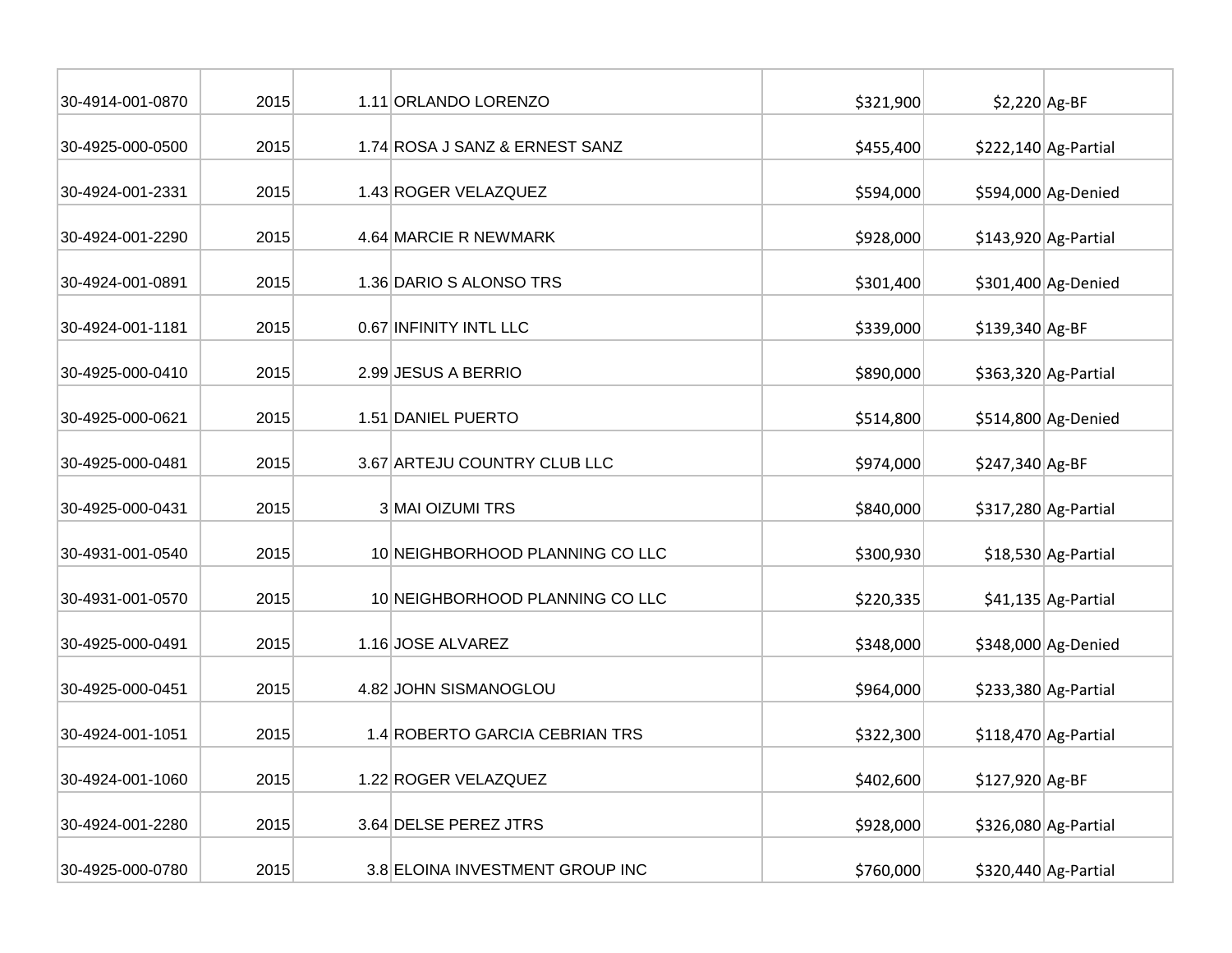| | | | | | | |
|---|---|---|---|---|---|---|
| 30-4914-001-0870 | 2015 | 1.11 | ORLANDO LORENZO | $321,900 | $2,220 | Ag-BF |
| 30-4925-000-0500 | 2015 | 1.74 | ROSA J SANZ & ERNEST SANZ | $455,400 | $222,140 | Ag-Partial |
| 30-4924-001-2331 | 2015 | 1.43 | ROGER VELAZQUEZ | $594,000 | $594,000 | Ag-Denied |
| 30-4924-001-2290 | 2015 | 4.64 | MARCIE R NEWMARK | $928,000 | $143,920 | Ag-Partial |
| 30-4924-001-0891 | 2015 | 1.36 | DARIO S ALONSO TRS | $301,400 | $301,400 | Ag-Denied |
| 30-4924-001-1181 | 2015 | 0.67 | INFINITY INTL LLC | $339,000 | $139,340 | Ag-BF |
| 30-4925-000-0410 | 2015 | 2.99 | JESUS A BERRIO | $890,000 | $363,320 | Ag-Partial |
| 30-4925-000-0621 | 2015 | 1.51 | DANIEL PUERTO | $514,800 | $514,800 | Ag-Denied |
| 30-4925-000-0481 | 2015 | 3.67 | ARTEJU COUNTRY CLUB LLC | $974,000 | $247,340 | Ag-BF |
| 30-4925-000-0431 | 2015 | 3 | MAI OIZUMI TRS | $840,000 | $317,280 | Ag-Partial |
| 30-4931-001-0540 | 2015 | 10 | NEIGHBORHOOD PLANNING CO LLC | $300,930 | $18,530 | Ag-Partial |
| 30-4931-001-0570 | 2015 | 10 | NEIGHBORHOOD PLANNING CO LLC | $220,335 | $41,135 | Ag-Partial |
| 30-4925-000-0491 | 2015 | 1.16 | JOSE ALVAREZ | $348,000 | $348,000 | Ag-Denied |
| 30-4925-000-0451 | 2015 | 4.82 | JOHN SISMANOGLOU | $964,000 | $233,380 | Ag-Partial |
| 30-4924-001-1051 | 2015 | 1.4 | ROBERTO GARCIA CEBRIAN TRS | $322,300 | $118,470 | Ag-Partial |
| 30-4924-001-1060 | 2015 | 1.22 | ROGER VELAZQUEZ | $402,600 | $127,920 | Ag-BF |
| 30-4924-001-2280 | 2015 | 3.64 | DELSE PEREZ JTRS | $928,000 | $326,080 | Ag-Partial |
| 30-4925-000-0780 | 2015 | 3.8 | ELOINA INVESTMENT GROUP INC | $760,000 | $320,440 | Ag-Partial |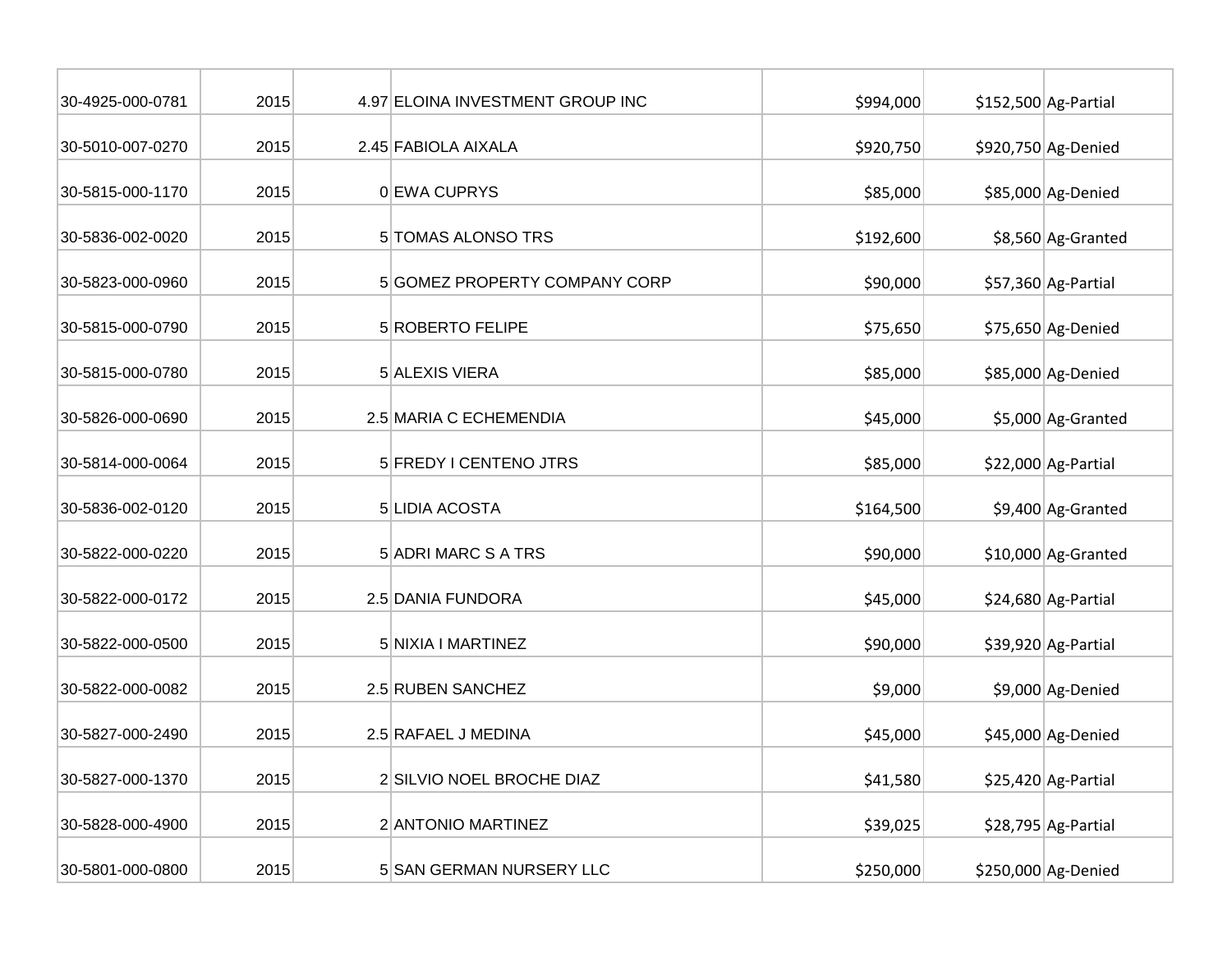| | | | | | | |
|---|---|---|---|---|---|---|
| 30-4925-000-0781 | 2015 | 4.97 | ELOINA INVESTMENT GROUP INC | $994,000 | $152,500 | Ag-Partial |
| 30-5010-007-0270 | 2015 | 2.45 | FABIOLA AIXALA | $920,750 | $920,750 | Ag-Denied |
| 30-5815-000-1170 | 2015 | 0 | EWA CUPRYS | $85,000 | $85,000 | Ag-Denied |
| 30-5836-002-0020 | 2015 | 5 | TOMAS ALONSO TRS | $192,600 | $8,560 | Ag-Granted |
| 30-5823-000-0960 | 2015 | 5 | GOMEZ PROPERTY COMPANY CORP | $90,000 | $57,360 | Ag-Partial |
| 30-5815-000-0790 | 2015 | 5 | ROBERTO FELIPE | $75,650 | $75,650 | Ag-Denied |
| 30-5815-000-0780 | 2015 | 5 | ALEXIS VIERA | $85,000 | $85,000 | Ag-Denied |
| 30-5826-000-0690 | 2015 | 2.5 | MARIA C ECHEMENDIA | $45,000 | $5,000 | Ag-Granted |
| 30-5814-000-0064 | 2015 | 5 | FREDY I CENTENO JTRS | $85,000 | $22,000 | Ag-Partial |
| 30-5836-002-0120 | 2015 | 5 | LIDIA ACOSTA | $164,500 | $9,400 | Ag-Granted |
| 30-5822-000-0220 | 2015 | 5 | ADRI MARC S A TRS | $90,000 | $10,000 | Ag-Granted |
| 30-5822-000-0172 | 2015 | 2.5 | DANIA FUNDORA | $45,000 | $24,680 | Ag-Partial |
| 30-5822-000-0500 | 2015 | 5 | NIXIA I MARTINEZ | $90,000 | $39,920 | Ag-Partial |
| 30-5822-000-0082 | 2015 | 2.5 | RUBEN SANCHEZ | $9,000 | $9,000 | Ag-Denied |
| 30-5827-000-2490 | 2015 | 2.5 | RAFAEL J MEDINA | $45,000 | $45,000 | Ag-Denied |
| 30-5827-000-1370 | 2015 | 2 | SILVIO NOEL BROCHE DIAZ | $41,580 | $25,420 | Ag-Partial |
| 30-5828-000-4900 | 2015 | 2 | ANTONIO MARTINEZ | $39,025 | $28,795 | Ag-Partial |
| 30-5801-000-0800 | 2015 | 5 | SAN GERMAN NURSERY LLC | $250,000 | $250,000 | Ag-Denied |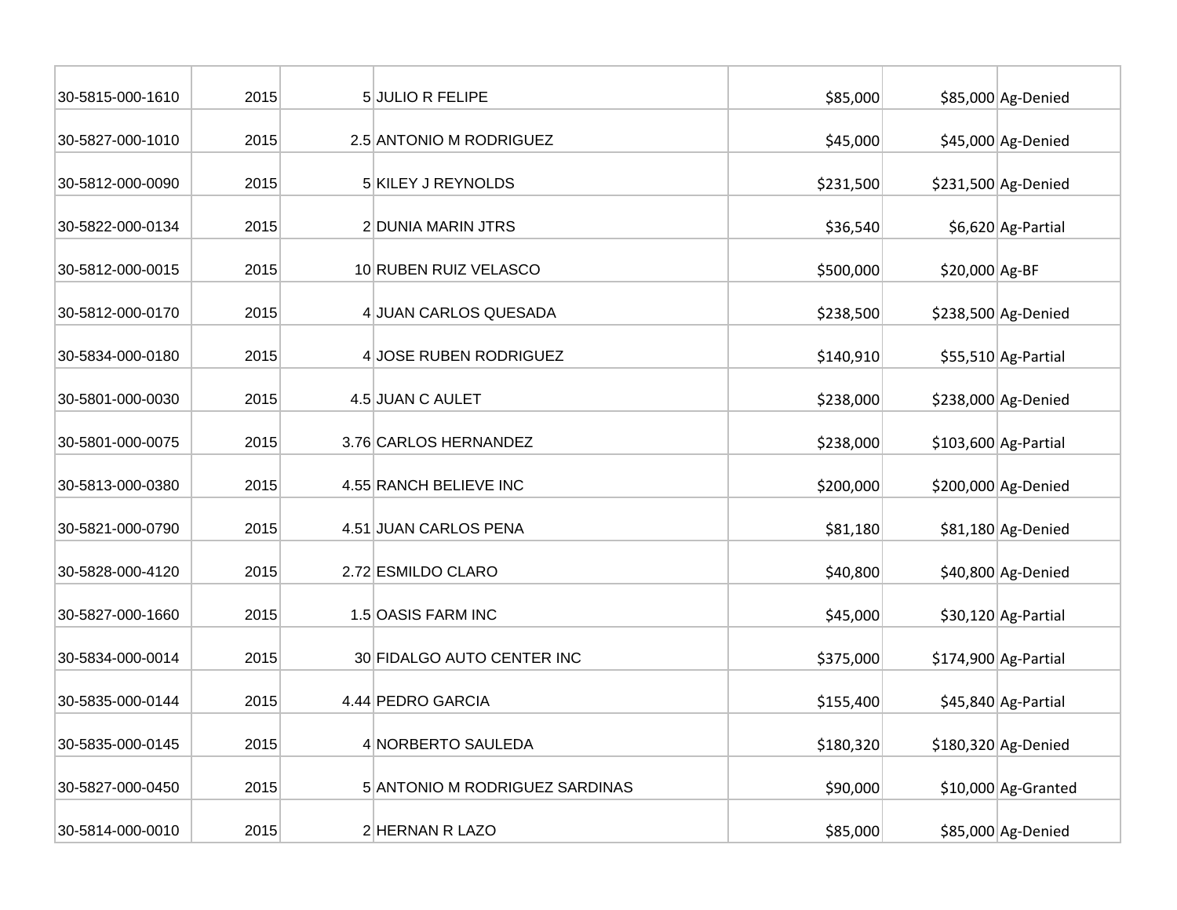| | | | | | | |
|---|---|---|---|---|---|---|
| 30-5815-000-1610 | 2015 | 5 | JULIO R FELIPE | $85,000 | $85,000 | Ag-Denied |
| 30-5827-000-1010 | 2015 | 2.5 | ANTONIO M RODRIGUEZ | $45,000 | $45,000 | Ag-Denied |
| 30-5812-000-0090 | 2015 | 5 | KILEY J REYNOLDS | $231,500 | $231,500 | Ag-Denied |
| 30-5822-000-0134 | 2015 | 2 | DUNIA MARIN JTRS | $36,540 | $6,620 | Ag-Partial |
| 30-5812-000-0015 | 2015 | 10 | RUBEN RUIZ VELASCO | $500,000 | $20,000 | Ag-BF |
| 30-5812-000-0170 | 2015 | 4 | JUAN CARLOS QUESADA | $238,500 | $238,500 | Ag-Denied |
| 30-5834-000-0180 | 2015 | 4 | JOSE RUBEN RODRIGUEZ | $140,910 | $55,510 | Ag-Partial |
| 30-5801-000-0030 | 2015 | 4.5 | JUAN C AULET | $238,000 | $238,000 | Ag-Denied |
| 30-5801-000-0075 | 2015 | 3.76 | CARLOS HERNANDEZ | $238,000 | $103,600 | Ag-Partial |
| 30-5813-000-0380 | 2015 | 4.55 | RANCH BELIEVE INC | $200,000 | $200,000 | Ag-Denied |
| 30-5821-000-0790 | 2015 | 4.51 | JUAN CARLOS PENA | $81,180 | $81,180 | Ag-Denied |
| 30-5828-000-4120 | 2015 | 2.72 | ESMILDO CLARO | $40,800 | $40,800 | Ag-Denied |
| 30-5827-000-1660 | 2015 | 1.5 | OASIS FARM INC | $45,000 | $30,120 | Ag-Partial |
| 30-5834-000-0014 | 2015 | 30 | FIDALGO AUTO CENTER INC | $375,000 | $174,900 | Ag-Partial |
| 30-5835-000-0144 | 2015 | 4.44 | PEDRO GARCIA | $155,400 | $45,840 | Ag-Partial |
| 30-5835-000-0145 | 2015 | 4 | NORBERTO SAULEDA | $180,320 | $180,320 | Ag-Denied |
| 30-5827-000-0450 | 2015 | 5 | ANTONIO M RODRIGUEZ SARDINAS | $90,000 | $10,000 | Ag-Granted |
| 30-5814-000-0010 | 2015 | 2 | HERNAN R LAZO | $85,000 | $85,000 | Ag-Denied |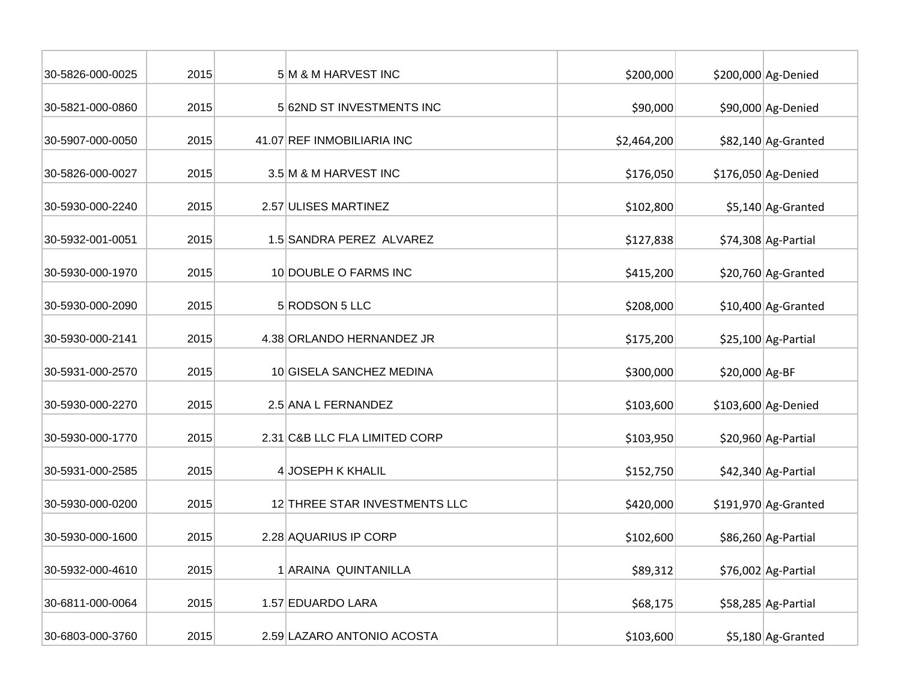| | | | | | | |
|---|---|---|---|---|---|---|
| 30-5826-000-0025 | 2015 | 5 | M & M HARVEST INC | $200,000 | $200,000 | Ag-Denied |
| 30-5821-000-0860 | 2015 | 5 | 62ND ST INVESTMENTS INC | $90,000 | $90,000 | Ag-Denied |
| 30-5907-000-0050 | 2015 | 41.07 | REF INMOBILIARIA INC | $2,464,200 | $82,140 | Ag-Granted |
| 30-5826-000-0027 | 2015 | 3.5 | M & M HARVEST INC | $176,050 | $176,050 | Ag-Denied |
| 30-5930-000-2240 | 2015 | 2.57 | ULISES MARTINEZ | $102,800 | $5,140 | Ag-Granted |
| 30-5932-001-0051 | 2015 | 1.5 | SANDRA PEREZ ALVAREZ | $127,838 | $74,308 | Ag-Partial |
| 30-5930-000-1970 | 2015 | 10 | DOUBLE O FARMS INC | $415,200 | $20,760 | Ag-Granted |
| 30-5930-000-2090 | 2015 | 5 | RODSON 5 LLC | $208,000 | $10,400 | Ag-Granted |
| 30-5930-000-2141 | 2015 | 4.38 | ORLANDO HERNANDEZ JR | $175,200 | $25,100 | Ag-Partial |
| 30-5931-000-2570 | 2015 | 10 | GISELA SANCHEZ MEDINA | $300,000 | $20,000 | Ag-BF |
| 30-5930-000-2270 | 2015 | 2.5 | ANA L FERNANDEZ | $103,600 | $103,600 | Ag-Denied |
| 30-5930-000-1770 | 2015 | 2.31 | C&B LLC FLA LIMITED CORP | $103,950 | $20,960 | Ag-Partial |
| 30-5931-000-2585 | 2015 | 4 | JOSEPH K KHALIL | $152,750 | $42,340 | Ag-Partial |
| 30-5930-000-0200 | 2015 | 12 | THREE STAR INVESTMENTS LLC | $420,000 | $191,970 | Ag-Granted |
| 30-5930-000-1600 | 2015 | 2.28 | AQUARIUS IP CORP | $102,600 | $86,260 | Ag-Partial |
| 30-5932-000-4610 | 2015 | 1 | ARAINA QUINTANILLA | $89,312 | $76,002 | Ag-Partial |
| 30-6811-000-0064 | 2015 | 1.57 | EDUARDO LARA | $68,175 | $58,285 | Ag-Partial |
| 30-6803-000-3760 | 2015 | 2.59 | LAZARO ANTONIO ACOSTA | $103,600 | $5,180 | Ag-Granted |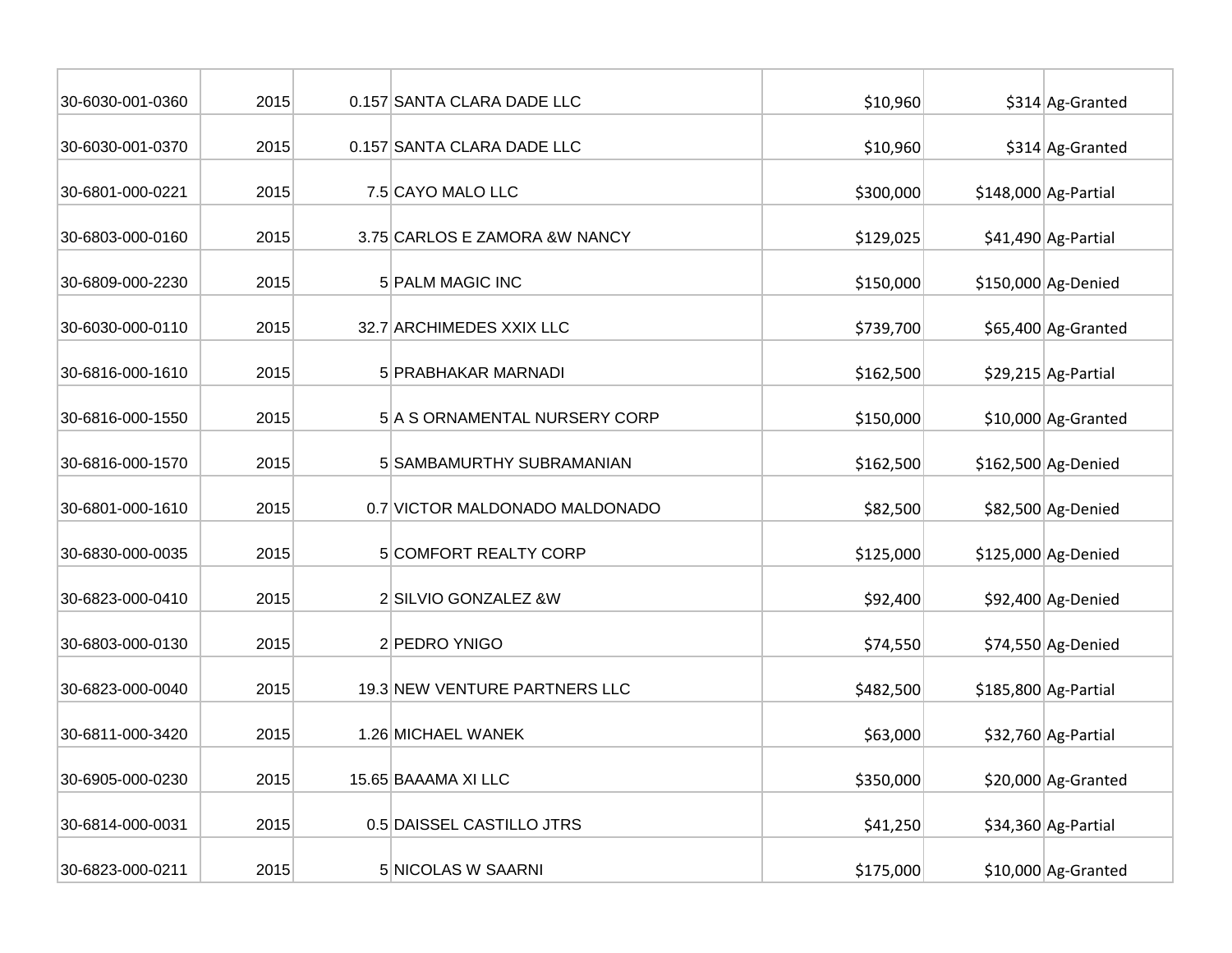| | | | | | | |
|---|---|---|---|---|---|---|
| 30-6030-001-0360 | 2015 | 0.157 | SANTA CLARA DADE LLC | $10,960 | $314 | Ag-Granted |
| 30-6030-001-0370 | 2015 | 0.157 | SANTA CLARA DADE LLC | $10,960 | $314 | Ag-Granted |
| 30-6801-000-0221 | 2015 | 7.5 | CAYO MALO LLC | $300,000 | $148,000 | Ag-Partial |
| 30-6803-000-0160 | 2015 | 3.75 | CARLOS E ZAMORA &W NANCY | $129,025 | $41,490 | Ag-Partial |
| 30-6809-000-2230 | 2015 | 5 | PALM MAGIC INC | $150,000 | $150,000 | Ag-Denied |
| 30-6030-000-0110 | 2015 | 32.7 | ARCHIMEDES XXIX LLC | $739,700 | $65,400 | Ag-Granted |
| 30-6816-000-1610 | 2015 | 5 | PRABHAKAR MARNADI | $162,500 | $29,215 | Ag-Partial |
| 30-6816-000-1550 | 2015 | 5 | A S ORNAMENTAL NURSERY CORP | $150,000 | $10,000 | Ag-Granted |
| 30-6816-000-1570 | 2015 | 5 | SAMBAMURTHY SUBRAMANIAN | $162,500 | $162,500 | Ag-Denied |
| 30-6801-000-1610 | 2015 | 0.7 | VICTOR MALDONADO MALDONADO | $82,500 | $82,500 | Ag-Denied |
| 30-6830-000-0035 | 2015 | 5 | COMFORT REALTY CORP | $125,000 | $125,000 | Ag-Denied |
| 30-6823-000-0410 | 2015 | 2 | SILVIO GONZALEZ &W | $92,400 | $92,400 | Ag-Denied |
| 30-6803-000-0130 | 2015 | 2 | PEDRO YNIGO | $74,550 | $74,550 | Ag-Denied |
| 30-6823-000-0040 | 2015 | 19.3 | NEW VENTURE PARTNERS LLC | $482,500 | $185,800 | Ag-Partial |
| 30-6811-000-3420 | 2015 | 1.26 | MICHAEL WANEK | $63,000 | $32,760 | Ag-Partial |
| 30-6905-000-0230 | 2015 | 15.65 | BAAAMA XI LLC | $350,000 | $20,000 | Ag-Granted |
| 30-6814-000-0031 | 2015 | 0.5 | DAISSEL CASTILLO JTRS | $41,250 | $34,360 | Ag-Partial |
| 30-6823-000-0211 | 2015 | 5 | NICOLAS W SAARNI | $175,000 | $10,000 | Ag-Granted |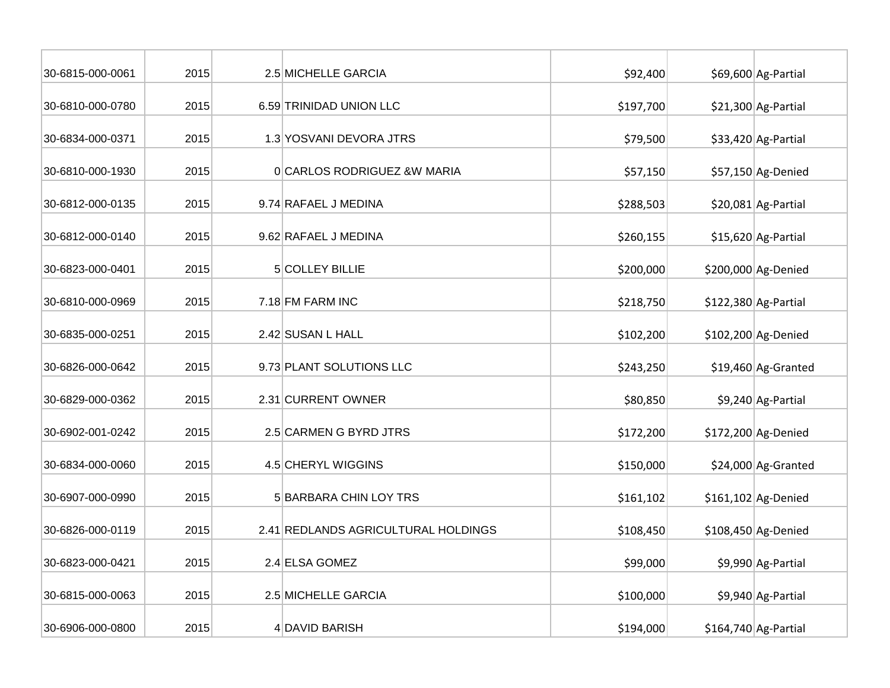| | | | | | | |
|---|---|---|---|---|---|---|
| 30-6815-000-0061 | 2015 | 2.5 | MICHELLE GARCIA | $92,400 | $69,600 | Ag-Partial |
| 30-6810-000-0780 | 2015 | 6.59 | TRINIDAD UNION LLC | $197,700 | $21,300 | Ag-Partial |
| 30-6834-000-0371 | 2015 | 1.3 | YOSVANI DEVORA JTRS | $79,500 | $33,420 | Ag-Partial |
| 30-6810-000-1930 | 2015 | 0 | CARLOS RODRIGUEZ &W MARIA | $57,150 | $57,150 | Ag-Denied |
| 30-6812-000-0135 | 2015 | 9.74 | RAFAEL J MEDINA | $288,503 | $20,081 | Ag-Partial |
| 30-6812-000-0140 | 2015 | 9.62 | RAFAEL J MEDINA | $260,155 | $15,620 | Ag-Partial |
| 30-6823-000-0401 | 2015 | 5 | COLLEY BILLIE | $200,000 | $200,000 | Ag-Denied |
| 30-6810-000-0969 | 2015 | 7.18 | FM FARM INC | $218,750 | $122,380 | Ag-Partial |
| 30-6835-000-0251 | 2015 | 2.42 | SUSAN L HALL | $102,200 | $102,200 | Ag-Denied |
| 30-6826-000-0642 | 2015 | 9.73 | PLANT SOLUTIONS LLC | $243,250 | $19,460 | Ag-Granted |
| 30-6829-000-0362 | 2015 | 2.31 | CURRENT OWNER | $80,850 | $9,240 | Ag-Partial |
| 30-6902-001-0242 | 2015 | 2.5 | CARMEN G BYRD JTRS | $172,200 | $172,200 | Ag-Denied |
| 30-6834-000-0060 | 2015 | 4.5 | CHERYL WIGGINS | $150,000 | $24,000 | Ag-Granted |
| 30-6907-000-0990 | 2015 | 5 | BARBARA CHIN LOY TRS | $161,102 | $161,102 | Ag-Denied |
| 30-6826-000-0119 | 2015 | 2.41 | REDLANDS AGRICULTURAL HOLDINGS | $108,450 | $108,450 | Ag-Denied |
| 30-6823-000-0421 | 2015 | 2.4 | ELSA GOMEZ | $99,000 | $9,990 | Ag-Partial |
| 30-6815-000-0063 | 2015 | 2.5 | MICHELLE GARCIA | $100,000 | $9,940 | Ag-Partial |
| 30-6906-000-0800 | 2015 | 4 | DAVID BARISH | $194,000 | $164,740 | Ag-Partial |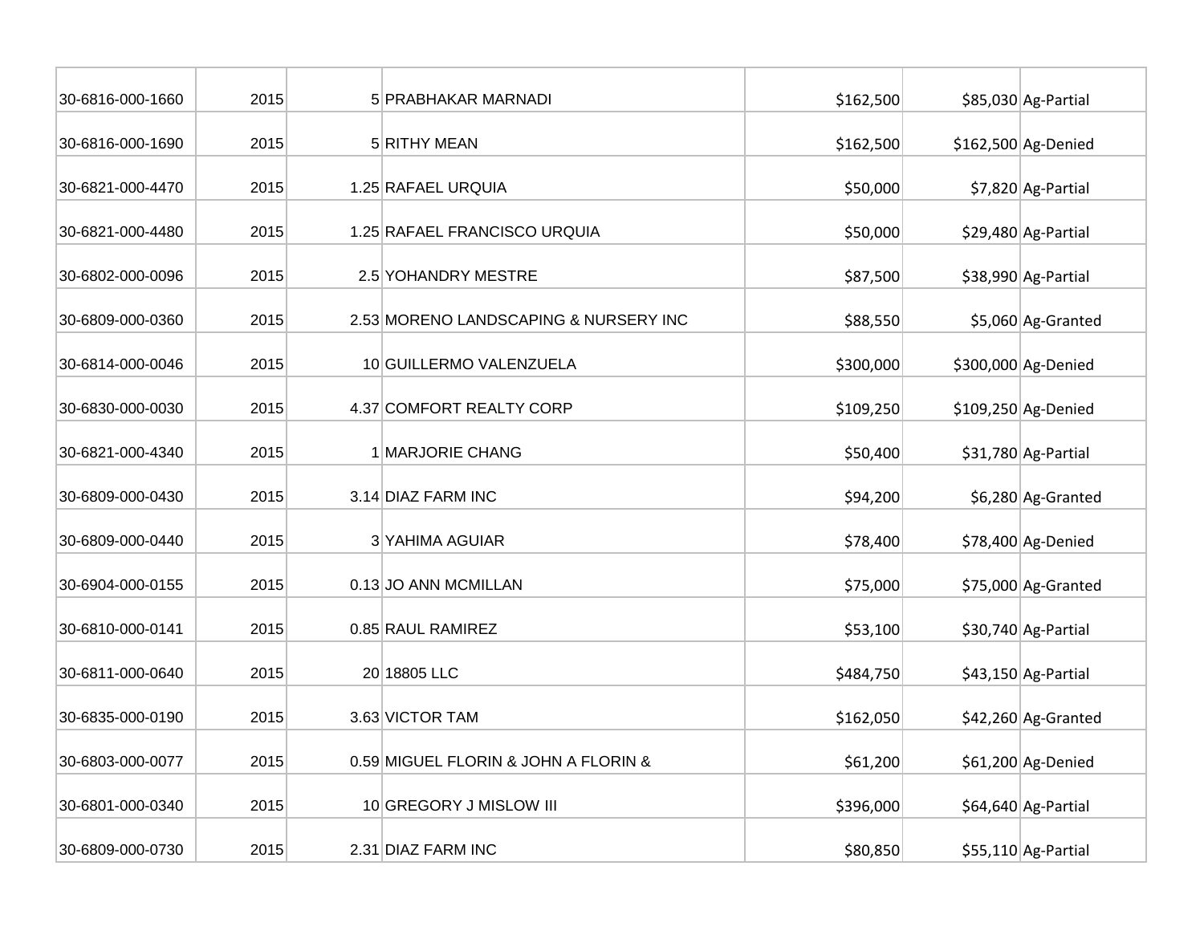| | | | | | | |
|---|---|---|---|---|---|---|
| 30-6816-000-1660 | 2015 | 5 | PRABHAKAR MARNADI | $162,500 | $85,030 | Ag-Partial |
| 30-6816-000-1690 | 2015 | 5 | RITHY MEAN | $162,500 | $162,500 | Ag-Denied |
| 30-6821-000-4470 | 2015 | 1.25 | RAFAEL URQUIA | $50,000 | $7,820 | Ag-Partial |
| 30-6821-000-4480 | 2015 | 1.25 | RAFAEL FRANCISCO URQUIA | $50,000 | $29,480 | Ag-Partial |
| 30-6802-000-0096 | 2015 | 2.5 | YOHANDRY MESTRE | $87,500 | $38,990 | Ag-Partial |
| 30-6809-000-0360 | 2015 | 2.53 | MORENO LANDSCAPING & NURSERY INC | $88,550 | $5,060 | Ag-Granted |
| 30-6814-000-0046 | 2015 | 10 | GUILLERMO VALENZUELA | $300,000 | $300,000 | Ag-Denied |
| 30-6830-000-0030 | 2015 | 4.37 | COMFORT REALTY CORP | $109,250 | $109,250 | Ag-Denied |
| 30-6821-000-4340 | 2015 | 1 | MARJORIE CHANG | $50,400 | $31,780 | Ag-Partial |
| 30-6809-000-0430 | 2015 | 3.14 | DIAZ FARM INC | $94,200 | $6,280 | Ag-Granted |
| 30-6809-000-0440 | 2015 | 3 | YAHIMA AGUIAR | $78,400 | $78,400 | Ag-Denied |
| 30-6904-000-0155 | 2015 | 0.13 | JO ANN MCMILLAN | $75,000 | $75,000 | Ag-Granted |
| 30-6810-000-0141 | 2015 | 0.85 | RAUL RAMIREZ | $53,100 | $30,740 | Ag-Partial |
| 30-6811-000-0640 | 2015 | 20 | 18805 LLC | $484,750 | $43,150 | Ag-Partial |
| 30-6835-000-0190 | 2015 | 3.63 | VICTOR TAM | $162,050 | $42,260 | Ag-Granted |
| 30-6803-000-0077 | 2015 | 0.59 | MIGUEL FLORIN & JOHN A FLORIN & | $61,200 | $61,200 | Ag-Denied |
| 30-6801-000-0340 | 2015 | 10 | GREGORY J MISLOW III | $396,000 | $64,640 | Ag-Partial |
| 30-6809-000-0730 | 2015 | 2.31 | DIAZ FARM INC | $80,850 | $55,110 | Ag-Partial |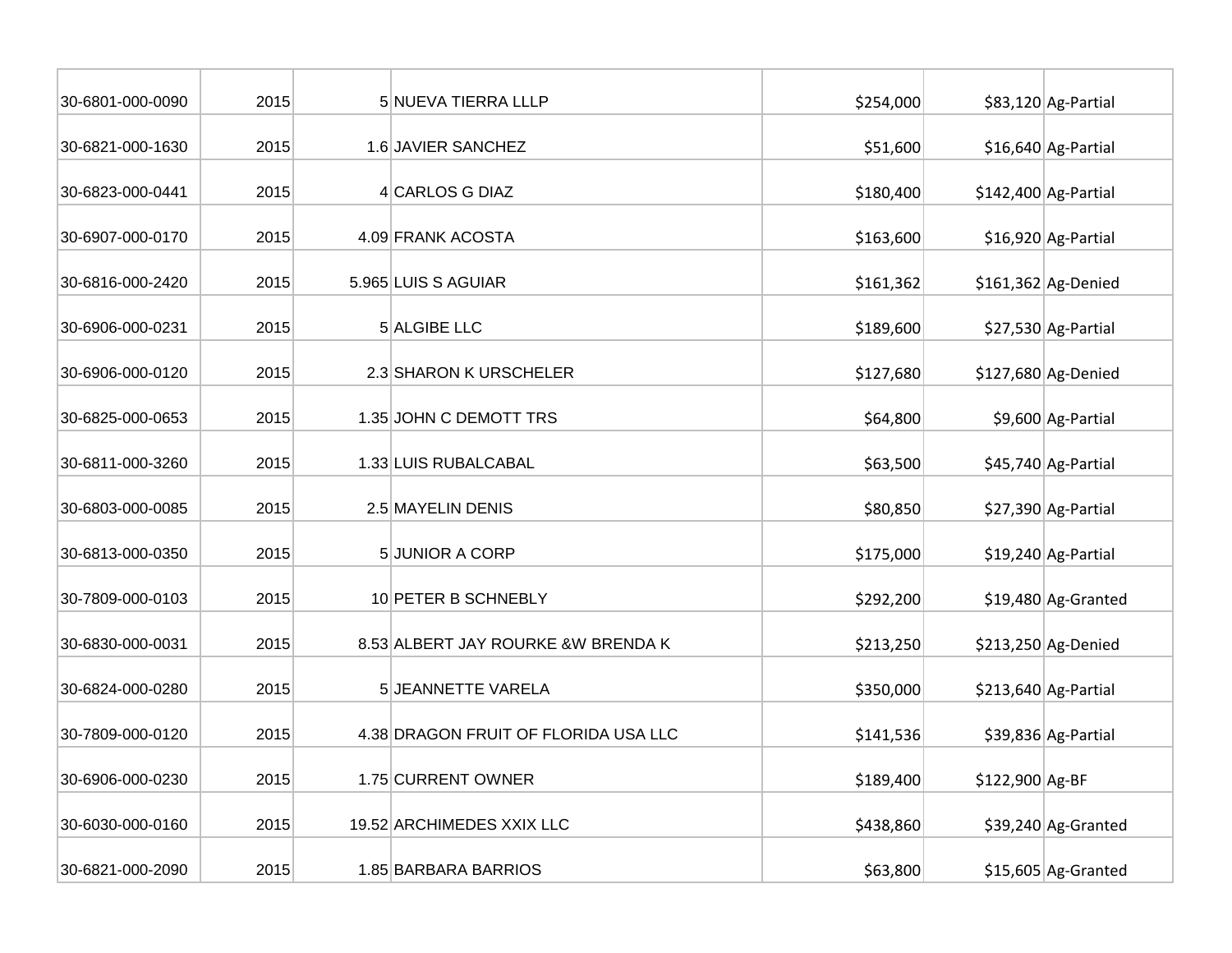| | | | | | | |
|---|---|---|---|---|---|---|
| 30-6801-000-0090 | 2015 | 5 | NUEVA TIERRA LLLP | $254,000 | $83,120 | Ag-Partial |
| 30-6821-000-1630 | 2015 | 1.6 | JAVIER SANCHEZ | $51,600 | $16,640 | Ag-Partial |
| 30-6823-000-0441 | 2015 | 4 | CARLOS G DIAZ | $180,400 | $142,400 | Ag-Partial |
| 30-6907-000-0170 | 2015 | 4.09 | FRANK ACOSTA | $163,600 | $16,920 | Ag-Partial |
| 30-6816-000-2420 | 2015 | 5.965 | LUIS S AGUIAR | $161,362 | $161,362 | Ag-Denied |
| 30-6906-000-0231 | 2015 | 5 | ALGIBE LLC | $189,600 | $27,530 | Ag-Partial |
| 30-6906-000-0120 | 2015 | 2.3 | SHARON K URSCHELER | $127,680 | $127,680 | Ag-Denied |
| 30-6825-000-0653 | 2015 | 1.35 | JOHN C DEMOTT TRS | $64,800 | $9,600 | Ag-Partial |
| 30-6811-000-3260 | 2015 | 1.33 | LUIS RUBALCABAL | $63,500 | $45,740 | Ag-Partial |
| 30-6803-000-0085 | 2015 | 2.5 | MAYELIN DENIS | $80,850 | $27,390 | Ag-Partial |
| 30-6813-000-0350 | 2015 | 5 | JUNIOR A CORP | $175,000 | $19,240 | Ag-Partial |
| 30-7809-000-0103 | 2015 | 10 | PETER B SCHNEBLY | $292,200 | $19,480 | Ag-Granted |
| 30-6830-000-0031 | 2015 | 8.53 | ALBERT JAY ROURKE &W BRENDA K | $213,250 | $213,250 | Ag-Denied |
| 30-6824-000-0280 | 2015 | 5 | JEANNETTE VARELA | $350,000 | $213,640 | Ag-Partial |
| 30-7809-000-0120 | 2015 | 4.38 | DRAGON FRUIT OF FLORIDA USA LLC | $141,536 | $39,836 | Ag-Partial |
| 30-6906-000-0230 | 2015 | 1.75 | CURRENT OWNER | $189,400 | $122,900 | Ag-BF |
| 30-6030-000-0160 | 2015 | 19.52 | ARCHIMEDES XXIX LLC | $438,860 | $39,240 | Ag-Granted |
| 30-6821-000-2090 | 2015 | 1.85 | BARBARA BARRIOS | $63,800 | $15,605 | Ag-Granted |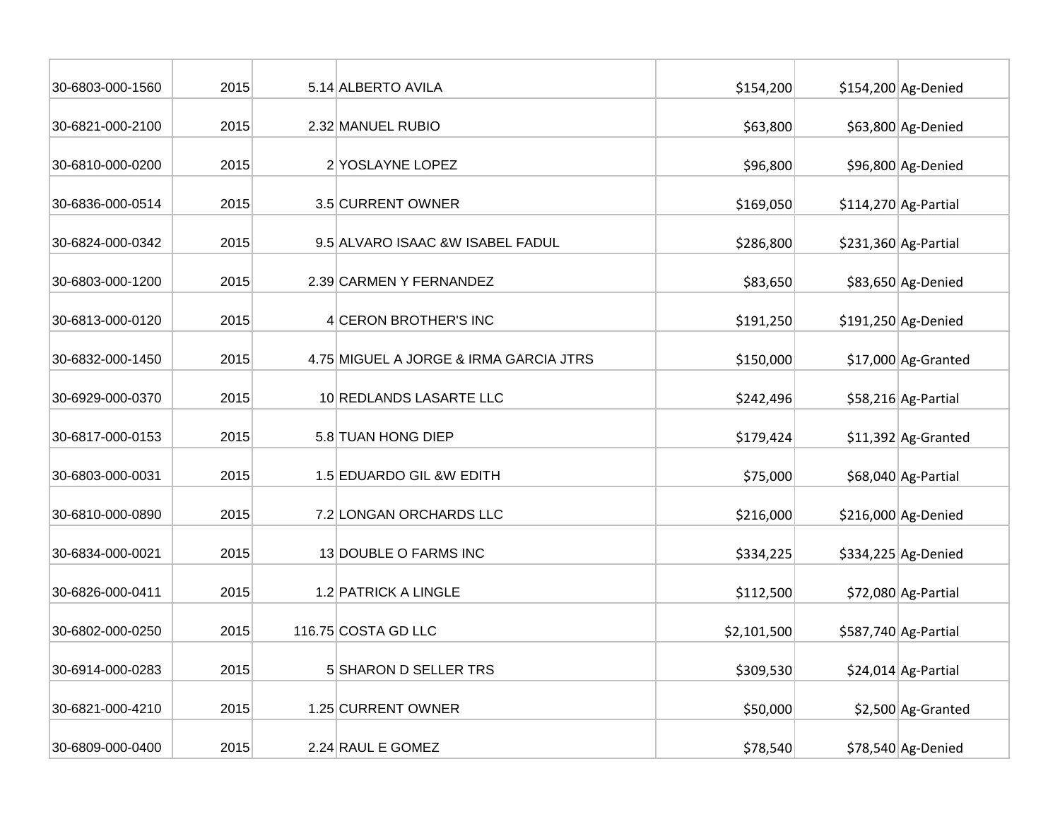| | | | | | | |
|---|---|---|---|---|---|---|
| 30-6803-000-1560 | 2015 | 5.14 | ALBERTO AVILA | $154,200 | $154,200 | Ag-Denied |
| 30-6821-000-2100 | 2015 | 2.32 | MANUEL RUBIO | $63,800 | $63,800 | Ag-Denied |
| 30-6810-000-0200 | 2015 | 2 | YOSLAYNE LOPEZ | $96,800 | $96,800 | Ag-Denied |
| 30-6836-000-0514 | 2015 | 3.5 | CURRENT OWNER | $169,050 | $114,270 | Ag-Partial |
| 30-6824-000-0342 | 2015 | 9.5 | ALVARO ISAAC &W ISABEL FADUL | $286,800 | $231,360 | Ag-Partial |
| 30-6803-000-1200 | 2015 | 2.39 | CARMEN Y FERNANDEZ | $83,650 | $83,650 | Ag-Denied |
| 30-6813-000-0120 | 2015 | 4 | CERON BROTHER'S INC | $191,250 | $191,250 | Ag-Denied |
| 30-6832-000-1450 | 2015 | 4.75 | MIGUEL A JORGE & IRMA GARCIA JTRS | $150,000 | $17,000 | Ag-Granted |
| 30-6929-000-0370 | 2015 | 10 | REDLANDS LASARTE LLC | $242,496 | $58,216 | Ag-Partial |
| 30-6817-000-0153 | 2015 | 5.8 | TUAN HONG DIEP | $179,424 | $11,392 | Ag-Granted |
| 30-6803-000-0031 | 2015 | 1.5 | EDUARDO GIL &W EDITH | $75,000 | $68,040 | Ag-Partial |
| 30-6810-000-0890 | 2015 | 7.2 | LONGAN ORCHARDS LLC | $216,000 | $216,000 | Ag-Denied |
| 30-6834-000-0021 | 2015 | 13 | DOUBLE O FARMS INC | $334,225 | $334,225 | Ag-Denied |
| 30-6826-000-0411 | 2015 | 1.2 | PATRICK A LINGLE | $112,500 | $72,080 | Ag-Partial |
| 30-6802-000-0250 | 2015 | 116.75 | COSTA GD LLC | $2,101,500 | $587,740 | Ag-Partial |
| 30-6914-000-0283 | 2015 | 5 | SHARON D SELLER TRS | $309,530 | $24,014 | Ag-Partial |
| 30-6821-000-4210 | 2015 | 1.25 | CURRENT OWNER | $50,000 | $2,500 | Ag-Granted |
| 30-6809-000-0400 | 2015 | 2.24 | RAUL E GOMEZ | $78,540 | $78,540 | Ag-Denied |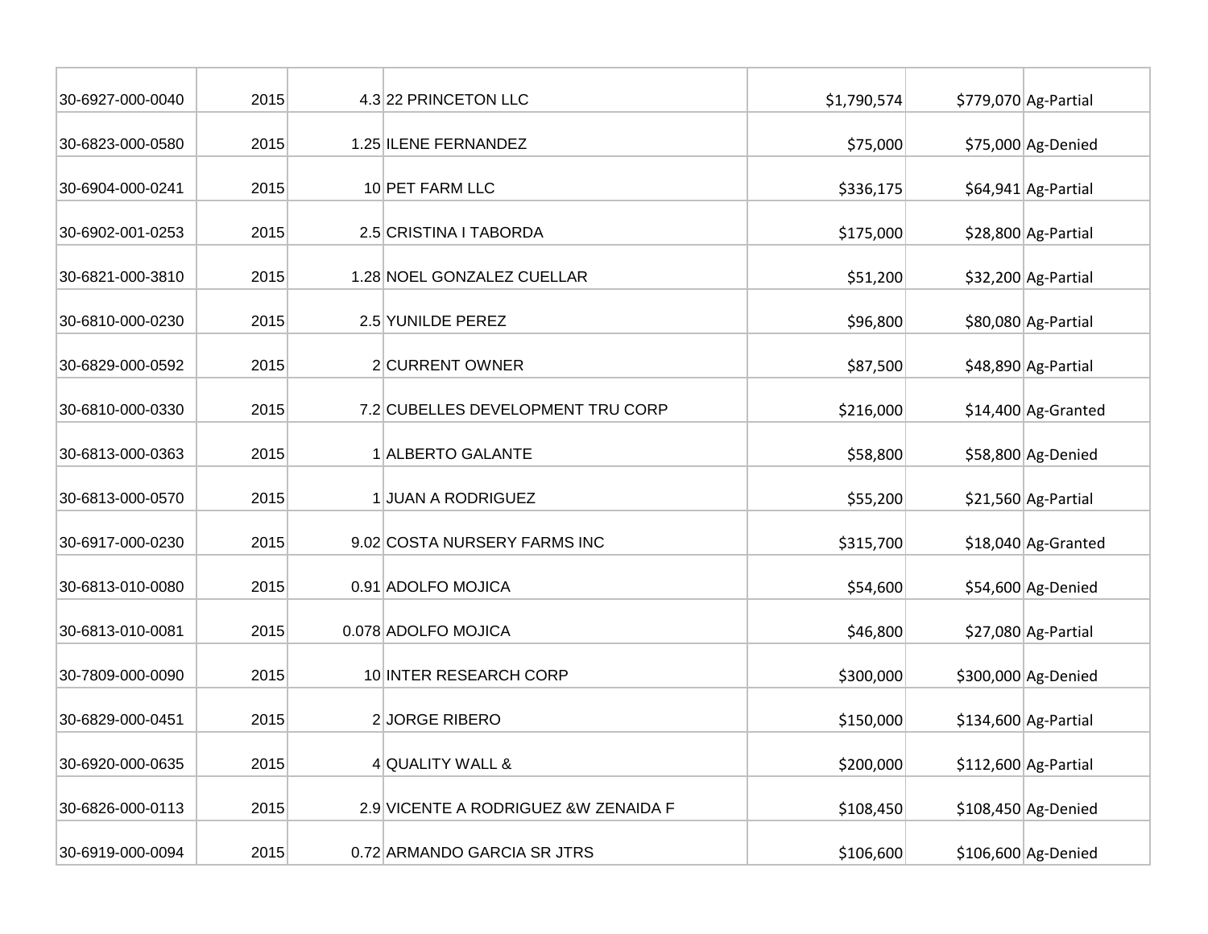| | | | | | | |
|---|---|---|---|---|---|---|
| 30-6927-000-0040 | 2015 | 4.3 | 22 PRINCETON LLC | $1,790,574 | $779,070 | Ag-Partial |
| 30-6823-000-0580 | 2015 | 1.25 | ILENE FERNANDEZ | $75,000 | $75,000 | Ag-Denied |
| 30-6904-000-0241 | 2015 | 10 | PET FARM LLC | $336,175 | $64,941 | Ag-Partial |
| 30-6902-001-0253 | 2015 | 2.5 | CRISTINA I TABORDA | $175,000 | $28,800 | Ag-Partial |
| 30-6821-000-3810 | 2015 | 1.28 | NOEL GONZALEZ CUELLAR | $51,200 | $32,200 | Ag-Partial |
| 30-6810-000-0230 | 2015 | 2.5 | YUNILDE PEREZ | $96,800 | $80,080 | Ag-Partial |
| 30-6829-000-0592 | 2015 | 2 | CURRENT OWNER | $87,500 | $48,890 | Ag-Partial |
| 30-6810-000-0330 | 2015 | 7.2 | CUBELLES DEVELOPMENT TRU CORP | $216,000 | $14,400 | Ag-Granted |
| 30-6813-000-0363 | 2015 | 1 | ALBERTO GALANTE | $58,800 | $58,800 | Ag-Denied |
| 30-6813-000-0570 | 2015 | 1 | JUAN A RODRIGUEZ | $55,200 | $21,560 | Ag-Partial |
| 30-6917-000-0230 | 2015 | 9.02 | COSTA NURSERY FARMS INC | $315,700 | $18,040 | Ag-Granted |
| 30-6813-010-0080 | 2015 | 0.91 | ADOLFO MOJICA | $54,600 | $54,600 | Ag-Denied |
| 30-6813-010-0081 | 2015 | 0.078 | ADOLFO MOJICA | $46,800 | $27,080 | Ag-Partial |
| 30-7809-000-0090 | 2015 | 10 | INTER RESEARCH CORP | $300,000 | $300,000 | Ag-Denied |
| 30-6829-000-0451 | 2015 | 2 | JORGE RIBERO | $150,000 | $134,600 | Ag-Partial |
| 30-6920-000-0635 | 2015 | 4 | QUALITY WALL & | $200,000 | $112,600 | Ag-Partial |
| 30-6826-000-0113 | 2015 | 2.9 | VICENTE A RODRIGUEZ &W ZENAIDA F | $108,450 | $108,450 | Ag-Denied |
| 30-6919-000-0094 | 2015 | 0.72 | ARMANDO GARCIA SR JTRS | $106,600 | $106,600 | Ag-Denied |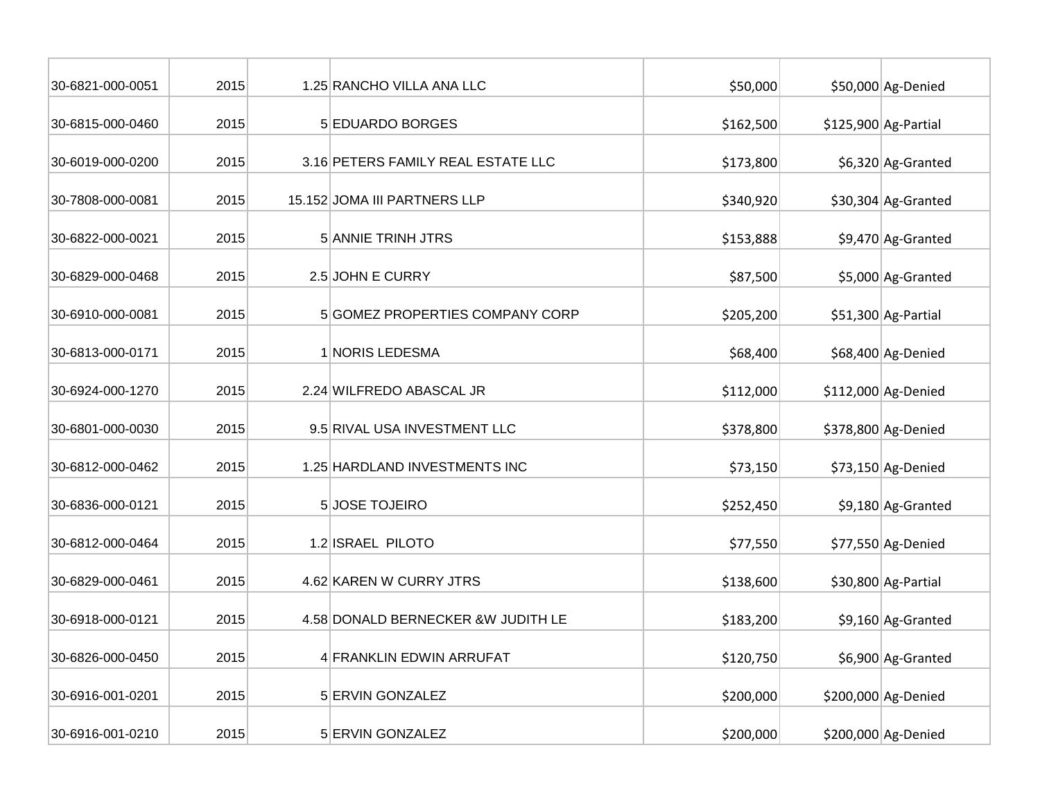| | | | | | | |
|---|---|---|---|---|---|---|
| 30-6821-000-0051 | 2015 | 1.25 | RANCHO VILLA ANA LLC | $50,000 | $50,000 | Ag-Denied |
| 30-6815-000-0460 | 2015 | 5 | EDUARDO BORGES | $162,500 | $125,900 | Ag-Partial |
| 30-6019-000-0200 | 2015 | 3.16 | PETERS FAMILY REAL ESTATE LLC | $173,800 | $6,320 | Ag-Granted |
| 30-7808-000-0081 | 2015 | 15.152 | JOMA III PARTNERS LLP | $340,920 | $30,304 | Ag-Granted |
| 30-6822-000-0021 | 2015 | 5 | ANNIE TRINH JTRS | $153,888 | $9,470 | Ag-Granted |
| 30-6829-000-0468 | 2015 | 2.5 | JOHN E CURRY | $87,500 | $5,000 | Ag-Granted |
| 30-6910-000-0081 | 2015 | 5 | GOMEZ PROPERTIES COMPANY CORP | $205,200 | $51,300 | Ag-Partial |
| 30-6813-000-0171 | 2015 | 1 | NORIS LEDESMA | $68,400 | $68,400 | Ag-Denied |
| 30-6924-000-1270 | 2015 | 2.24 | WILFREDO ABASCAL JR | $112,000 | $112,000 | Ag-Denied |
| 30-6801-000-0030 | 2015 | 9.5 | RIVAL USA INVESTMENT LLC | $378,800 | $378,800 | Ag-Denied |
| 30-6812-000-0462 | 2015 | 1.25 | HARDLAND INVESTMENTS INC | $73,150 | $73,150 | Ag-Denied |
| 30-6836-000-0121 | 2015 | 5 | JOSE TOJEIRO | $252,450 | $9,180 | Ag-Granted |
| 30-6812-000-0464 | 2015 | 1.2 | ISRAEL PILOTO | $77,550 | $77,550 | Ag-Denied |
| 30-6829-000-0461 | 2015 | 4.62 | KAREN W CURRY JTRS | $138,600 | $30,800 | Ag-Partial |
| 30-6918-000-0121 | 2015 | 4.58 | DONALD BERNECKER &W JUDITH LE | $183,200 | $9,160 | Ag-Granted |
| 30-6826-000-0450 | 2015 | 4 | FRANKLIN EDWIN ARRUFAT | $120,750 | $6,900 | Ag-Granted |
| 30-6916-001-0201 | 2015 | 5 | ERVIN GONZALEZ | $200,000 | $200,000 | Ag-Denied |
| 30-6916-001-0210 | 2015 | 5 | ERVIN GONZALEZ | $200,000 | $200,000 | Ag-Denied |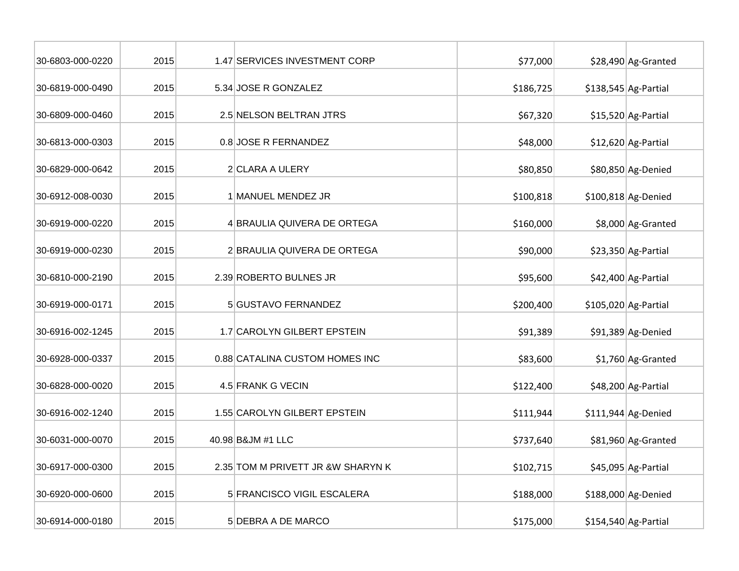| | | | | | | |
|---|---|---|---|---|---|---|
| 30-6803-000-0220 | 2015 | 1.47 | SERVICES INVESTMENT CORP | $77,000 | $28,490 | Ag-Granted |
| 30-6819-000-0490 | 2015 | 5.34 | JOSE R GONZALEZ | $186,725 | $138,545 | Ag-Partial |
| 30-6809-000-0460 | 2015 | 2.5 | NELSON BELTRAN JTRS | $67,320 | $15,520 | Ag-Partial |
| 30-6813-000-0303 | 2015 | 0.8 | JOSE R FERNANDEZ | $48,000 | $12,620 | Ag-Partial |
| 30-6829-000-0642 | 2015 | 2 | CLARA A ULERY | $80,850 | $80,850 | Ag-Denied |
| 30-6912-008-0030 | 2015 | 1 | MANUEL MENDEZ JR | $100,818 | $100,818 | Ag-Denied |
| 30-6919-000-0220 | 2015 | 4 | BRAULIA QUIVERA DE ORTEGA | $160,000 | $8,000 | Ag-Granted |
| 30-6919-000-0230 | 2015 | 2 | BRAULIA QUIVERA DE ORTEGA | $90,000 | $23,350 | Ag-Partial |
| 30-6810-000-2190 | 2015 | 2.39 | ROBERTO BULNES JR | $95,600 | $42,400 | Ag-Partial |
| 30-6919-000-0171 | 2015 | 5 | GUSTAVO FERNANDEZ | $200,400 | $105,020 | Ag-Partial |
| 30-6916-002-1245 | 2015 | 1.7 | CAROLYN GILBERT EPSTEIN | $91,389 | $91,389 | Ag-Denied |
| 30-6928-000-0337 | 2015 | 0.88 | CATALINA CUSTOM HOMES INC | $83,600 | $1,760 | Ag-Granted |
| 30-6828-000-0020 | 2015 | 4.5 | FRANK G VECIN | $122,400 | $48,200 | Ag-Partial |
| 30-6916-002-1240 | 2015 | 1.55 | CAROLYN GILBERT EPSTEIN | $111,944 | $111,944 | Ag-Denied |
| 30-6031-000-0070 | 2015 | 40.98 | B&JM #1 LLC | $737,640 | $81,960 | Ag-Granted |
| 30-6917-000-0300 | 2015 | 2.35 | TOM M PRIVETT JR &W SHARYN K | $102,715 | $45,095 | Ag-Partial |
| 30-6920-000-0600 | 2015 | 5 | FRANCISCO VIGIL ESCALERA | $188,000 | $188,000 | Ag-Denied |
| 30-6914-000-0180 | 2015 | 5 | DEBRA A DE MARCO | $175,000 | $154,540 | Ag-Partial |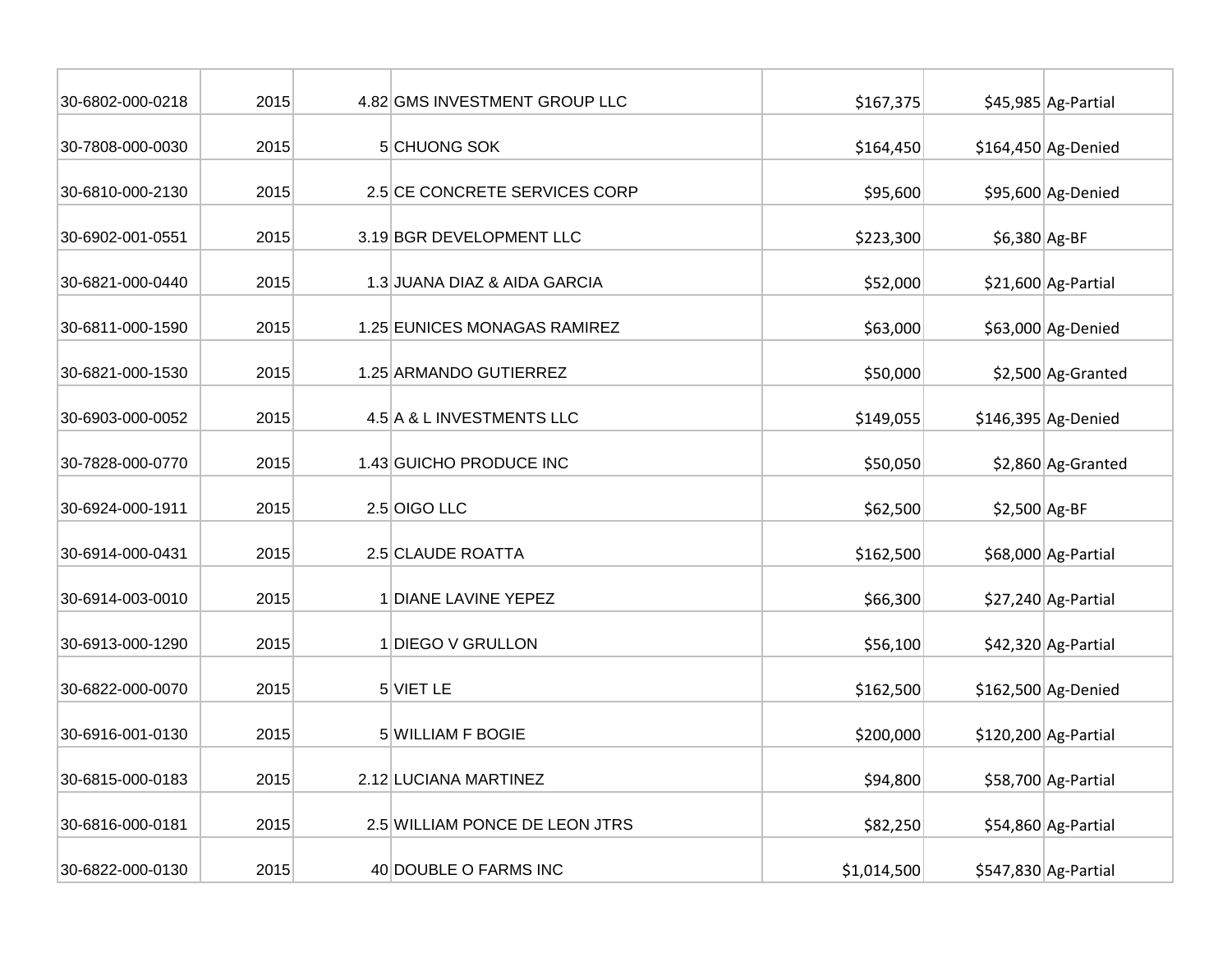| | | | | | | |
|---|---|---|---|---|---|---|
| 30-6802-000-0218 | 2015 | 4.82 | GMS INVESTMENT GROUP LLC | $167,375 | $45,985 | Ag-Partial |
| 30-7808-000-0030 | 2015 | 5 | CHUONG SOK | $164,450 | $164,450 | Ag-Denied |
| 30-6810-000-2130 | 2015 | 2.5 | CE CONCRETE SERVICES CORP | $95,600 | $95,600 | Ag-Denied |
| 30-6902-001-0551 | 2015 | 3.19 | BGR DEVELOPMENT LLC | $223,300 | $6,380 | Ag-BF |
| 30-6821-000-0440 | 2015 | 1.3 | JUANA DIAZ & AIDA GARCIA | $52,000 | $21,600 | Ag-Partial |
| 30-6811-000-1590 | 2015 | 1.25 | EUNICES MONAGAS RAMIREZ | $63,000 | $63,000 | Ag-Denied |
| 30-6821-000-1530 | 2015 | 1.25 | ARMANDO GUTIERREZ | $50,000 | $2,500 | Ag-Granted |
| 30-6903-000-0052 | 2015 | 4.5 | A & L INVESTMENTS LLC | $149,055 | $146,395 | Ag-Denied |
| 30-7828-000-0770 | 2015 | 1.43 | GUICHO PRODUCE INC | $50,050 | $2,860 | Ag-Granted |
| 30-6924-000-1911 | 2015 | 2.5 | OIGO LLC | $62,500 | $2,500 | Ag-BF |
| 30-6914-000-0431 | 2015 | 2.5 | CLAUDE ROATTA | $162,500 | $68,000 | Ag-Partial |
| 30-6914-003-0010 | 2015 | 1 | DIANE LAVINE YEPEZ | $66,300 | $27,240 | Ag-Partial |
| 30-6913-000-1290 | 2015 | 1 | DIEGO V GRULLON | $56,100 | $42,320 | Ag-Partial |
| 30-6822-000-0070 | 2015 | 5 | VIET LE | $162,500 | $162,500 | Ag-Denied |
| 30-6916-001-0130 | 2015 | 5 | WILLIAM F BOGIE | $200,000 | $120,200 | Ag-Partial |
| 30-6815-000-0183 | 2015 | 2.12 | LUCIANA MARTINEZ | $94,800 | $58,700 | Ag-Partial |
| 30-6816-000-0181 | 2015 | 2.5 | WILLIAM PONCE DE LEON JTRS | $82,250 | $54,860 | Ag-Partial |
| 30-6822-000-0130 | 2015 | 40 | DOUBLE O FARMS INC | $1,014,500 | $547,830 | Ag-Partial |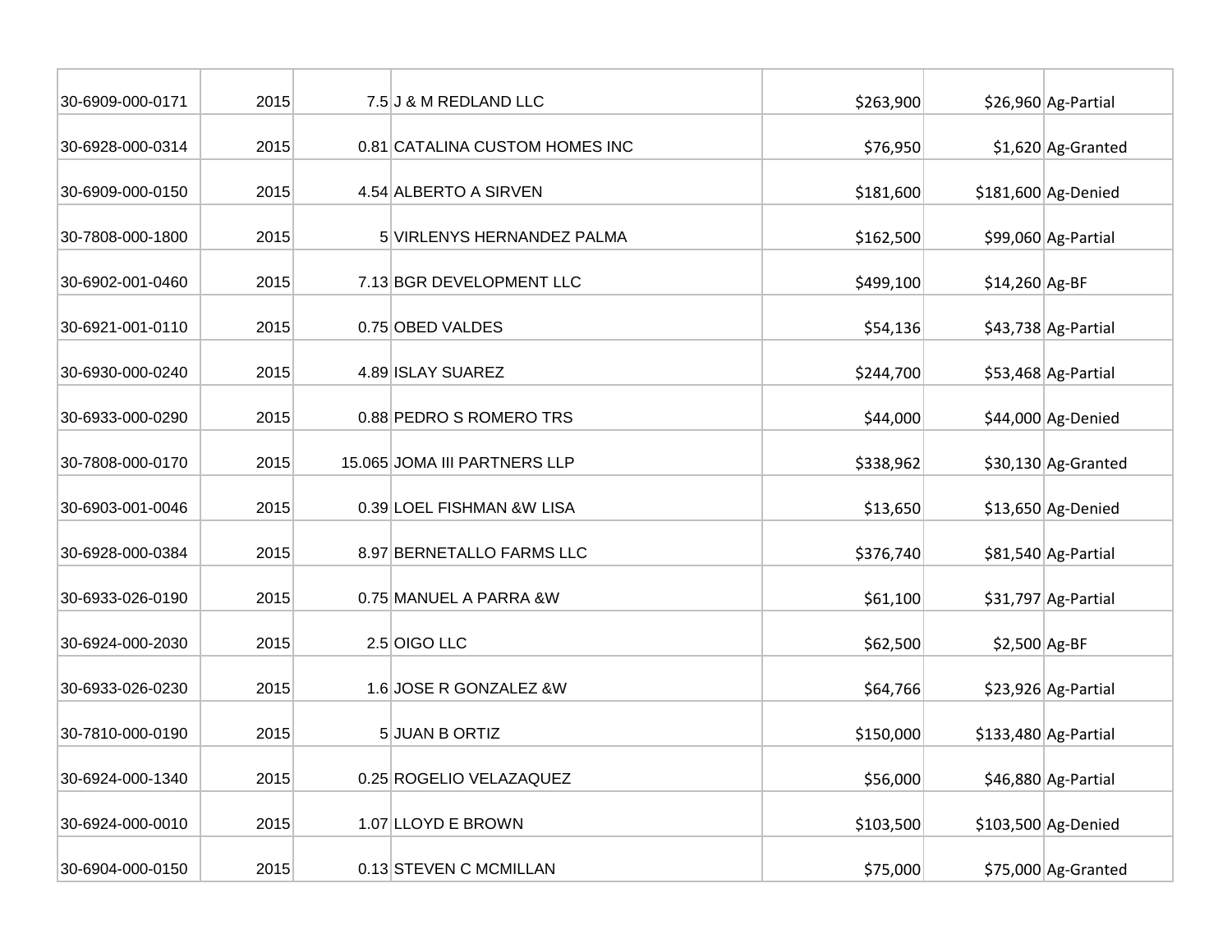| | | | | | | |
|---|---|---|---|---|---|---|
| 30-6909-000-0171 | 2015 | 7.5 | J & M REDLAND LLC | $263,900 | $26,960 | Ag-Partial |
| 30-6928-000-0314 | 2015 | 0.81 | CATALINA CUSTOM HOMES INC | $76,950 | $1,620 | Ag-Granted |
| 30-6909-000-0150 | 2015 | 4.54 | ALBERTO A SIRVEN | $181,600 | $181,600 | Ag-Denied |
| 30-7808-000-1800 | 2015 | 5 | VIRLENYS HERNANDEZ PALMA | $162,500 | $99,060 | Ag-Partial |
| 30-6902-001-0460 | 2015 | 7.13 | BGR DEVELOPMENT LLC | $499,100 | $14,260 | Ag-BF |
| 30-6921-001-0110 | 2015 | 0.75 | OBED VALDES | $54,136 | $43,738 | Ag-Partial |
| 30-6930-000-0240 | 2015 | 4.89 | ISLAY SUAREZ | $244,700 | $53,468 | Ag-Partial |
| 30-6933-000-0290 | 2015 | 0.88 | PEDRO S ROMERO TRS | $44,000 | $44,000 | Ag-Denied |
| 30-7808-000-0170 | 2015 | 15.065 | JOMA III PARTNERS LLP | $338,962 | $30,130 | Ag-Granted |
| 30-6903-001-0046 | 2015 | 0.39 | LOEL FISHMAN &W LISA | $13,650 | $13,650 | Ag-Denied |
| 30-6928-000-0384 | 2015 | 8.97 | BERNETALLO FARMS LLC | $376,740 | $81,540 | Ag-Partial |
| 30-6933-026-0190 | 2015 | 0.75 | MANUEL A PARRA &W | $61,100 | $31,797 | Ag-Partial |
| 30-6924-000-2030 | 2015 | 2.5 | OIGO LLC | $62,500 | $2,500 | Ag-BF |
| 30-6933-026-0230 | 2015 | 1.6 | JOSE R GONZALEZ &W | $64,766 | $23,926 | Ag-Partial |
| 30-7810-000-0190 | 2015 | 5 | JUAN B ORTIZ | $150,000 | $133,480 | Ag-Partial |
| 30-6924-000-1340 | 2015 | 0.25 | ROGELIO VELAZAQUEZ | $56,000 | $46,880 | Ag-Partial |
| 30-6924-000-0010 | 2015 | 1.07 | LLOYD E BROWN | $103,500 | $103,500 | Ag-Denied |
| 30-6904-000-0150 | 2015 | 0.13 | STEVEN C MCMILLAN | $75,000 | $75,000 | Ag-Granted |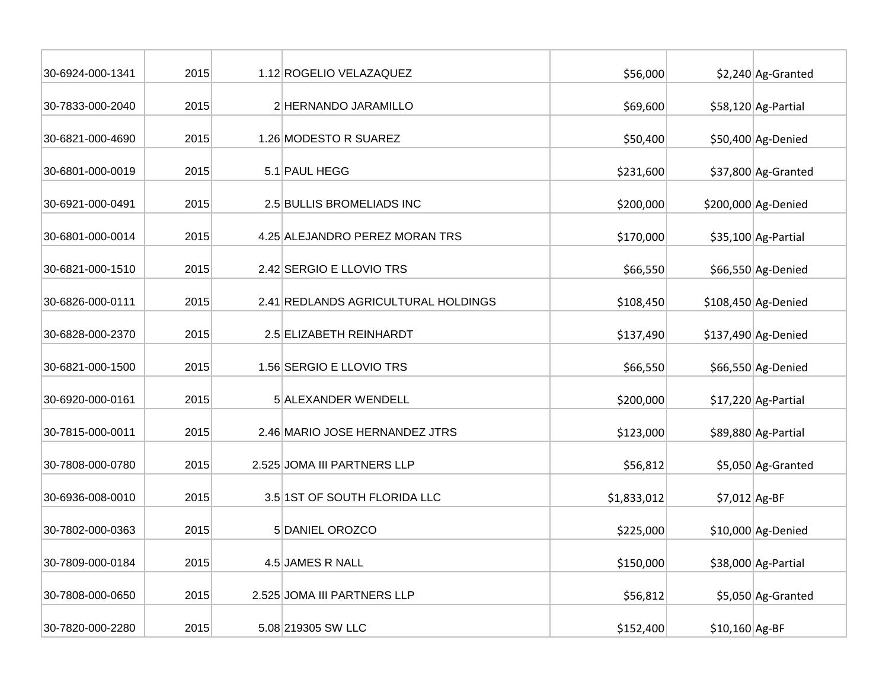| | | | | | | |
|---|---|---|---|---|---|---|
| 30-6924-000-1341 | 2015 | 1.12 | ROGELIO VELAZAQUEZ | $56,000 | $2,240 | Ag-Granted |
| 30-7833-000-2040 | 2015 | 2 | HERNANDO JARAMILLO | $69,600 | $58,120 | Ag-Partial |
| 30-6821-000-4690 | 2015 | 1.26 | MODESTO R SUAREZ | $50,400 | $50,400 | Ag-Denied |
| 30-6801-000-0019 | 2015 | 5.1 | PAUL HEGG | $231,600 | $37,800 | Ag-Granted |
| 30-6921-000-0491 | 2015 | 2.5 | BULLIS BROMELIADS INC | $200,000 | $200,000 | Ag-Denied |
| 30-6801-000-0014 | 2015 | 4.25 | ALEJANDRO PEREZ MORAN TRS | $170,000 | $35,100 | Ag-Partial |
| 30-6821-000-1510 | 2015 | 2.42 | SERGIO E LLOVIO TRS | $66,550 | $66,550 | Ag-Denied |
| 30-6826-000-0111 | 2015 | 2.41 | REDLANDS AGRICULTURAL HOLDINGS | $108,450 | $108,450 | Ag-Denied |
| 30-6828-000-2370 | 2015 | 2.5 | ELIZABETH REINHARDT | $137,490 | $137,490 | Ag-Denied |
| 30-6821-000-1500 | 2015 | 1.56 | SERGIO E LLOVIO TRS | $66,550 | $66,550 | Ag-Denied |
| 30-6920-000-0161 | 2015 | 5 | ALEXANDER WENDELL | $200,000 | $17,220 | Ag-Partial |
| 30-7815-000-0011 | 2015 | 2.46 | MARIO JOSE HERNANDEZ JTRS | $123,000 | $89,880 | Ag-Partial |
| 30-7808-000-0780 | 2015 | 2.525 | JOMA III PARTNERS LLP | $56,812 | $5,050 | Ag-Granted |
| 30-6936-008-0010 | 2015 | 3.5 | 1ST OF SOUTH FLORIDA LLC | $1,833,012 | $7,012 | Ag-BF |
| 30-7802-000-0363 | 2015 | 5 | DANIEL OROZCO | $225,000 | $10,000 | Ag-Denied |
| 30-7809-000-0184 | 2015 | 4.5 | JAMES R NALL | $150,000 | $38,000 | Ag-Partial |
| 30-7808-000-0650 | 2015 | 2.525 | JOMA III PARTNERS LLP | $56,812 | $5,050 | Ag-Granted |
| 30-7820-000-2280 | 2015 | 5.08 | 219305 SW LLC | $152,400 | $10,160 | Ag-BF |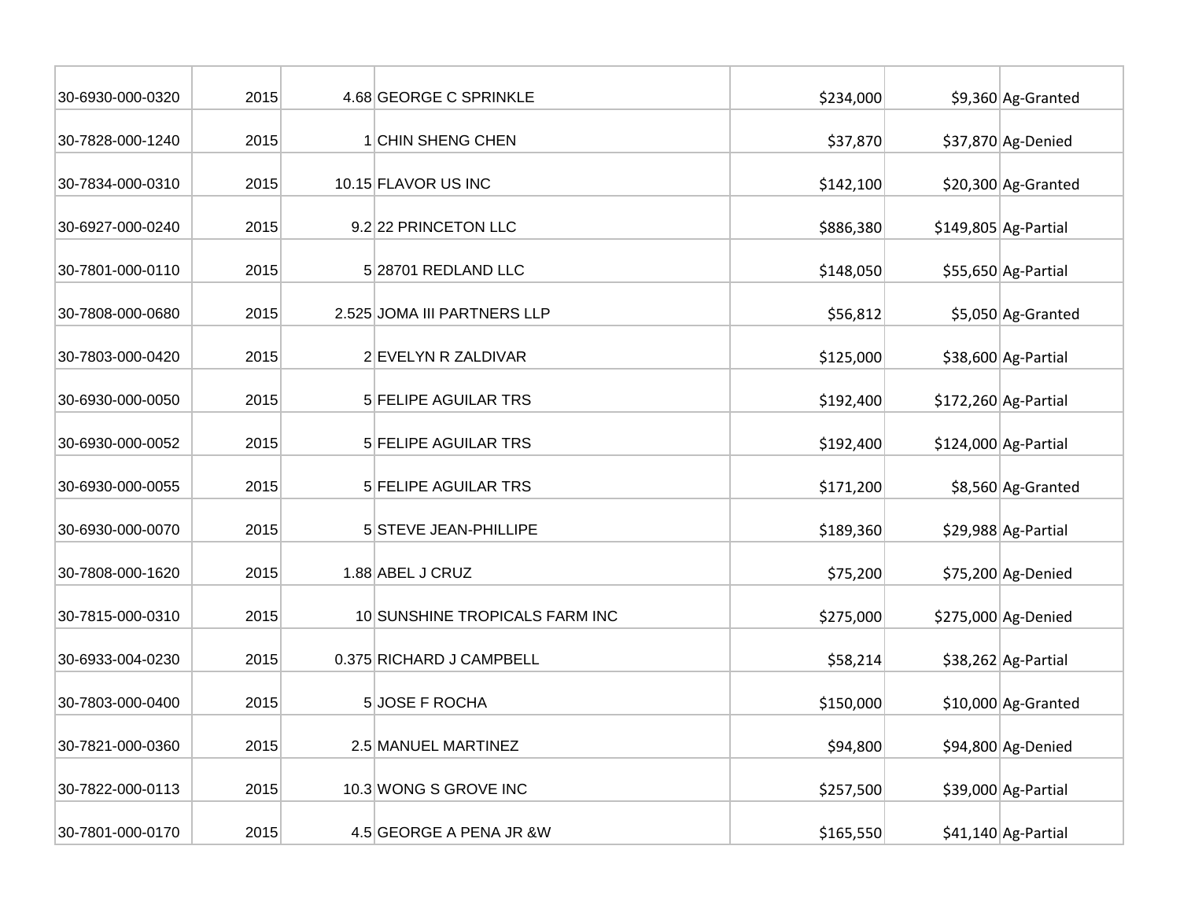| | | | | | | |
|---|---|---|---|---|---|---|
| 30-6930-000-0320 | 2015 | 4.68 | GEORGE C SPRINKLE | $234,000 | $9,360 | Ag-Granted |
| 30-7828-000-1240 | 2015 | 1 | CHIN SHENG CHEN | $37,870 | $37,870 | Ag-Denied |
| 30-7834-000-0310 | 2015 | 10.15 | FLAVOR US INC | $142,100 | $20,300 | Ag-Granted |
| 30-6927-000-0240 | 2015 | 9.2 | 22 PRINCETON LLC | $886,380 | $149,805 | Ag-Partial |
| 30-7801-000-0110 | 2015 | 5 | 28701 REDLAND LLC | $148,050 | $55,650 | Ag-Partial |
| 30-7808-000-0680 | 2015 | 2.525 | JOMA III PARTNERS LLP | $56,812 | $5,050 | Ag-Granted |
| 30-7803-000-0420 | 2015 | 2 | EVELYN R ZALDIVAR | $125,000 | $38,600 | Ag-Partial |
| 30-6930-000-0050 | 2015 | 5 | FELIPE AGUILAR TRS | $192,400 | $172,260 | Ag-Partial |
| 30-6930-000-0052 | 2015 | 5 | FELIPE AGUILAR TRS | $192,400 | $124,000 | Ag-Partial |
| 30-6930-000-0055 | 2015 | 5 | FELIPE AGUILAR TRS | $171,200 | $8,560 | Ag-Granted |
| 30-6930-000-0070 | 2015 | 5 | STEVE JEAN-PHILLIPE | $189,360 | $29,988 | Ag-Partial |
| 30-7808-000-1620 | 2015 | 1.88 | ABEL J CRUZ | $75,200 | $75,200 | Ag-Denied |
| 30-7815-000-0310 | 2015 | 10 | SUNSHINE TROPICALS FARM INC | $275,000 | $275,000 | Ag-Denied |
| 30-6933-004-0230 | 2015 | 0.375 | RICHARD J CAMPBELL | $58,214 | $38,262 | Ag-Partial |
| 30-7803-000-0400 | 2015 | 5 | JOSE F ROCHA | $150,000 | $10,000 | Ag-Granted |
| 30-7821-000-0360 | 2015 | 2.5 | MANUEL MARTINEZ | $94,800 | $94,800 | Ag-Denied |
| 30-7822-000-0113 | 2015 | 10.3 | WONG S GROVE INC | $257,500 | $39,000 | Ag-Partial |
| 30-7801-000-0170 | 2015 | 4.5 | GEORGE A PENA JR &W | $165,550 | $41,140 | Ag-Partial |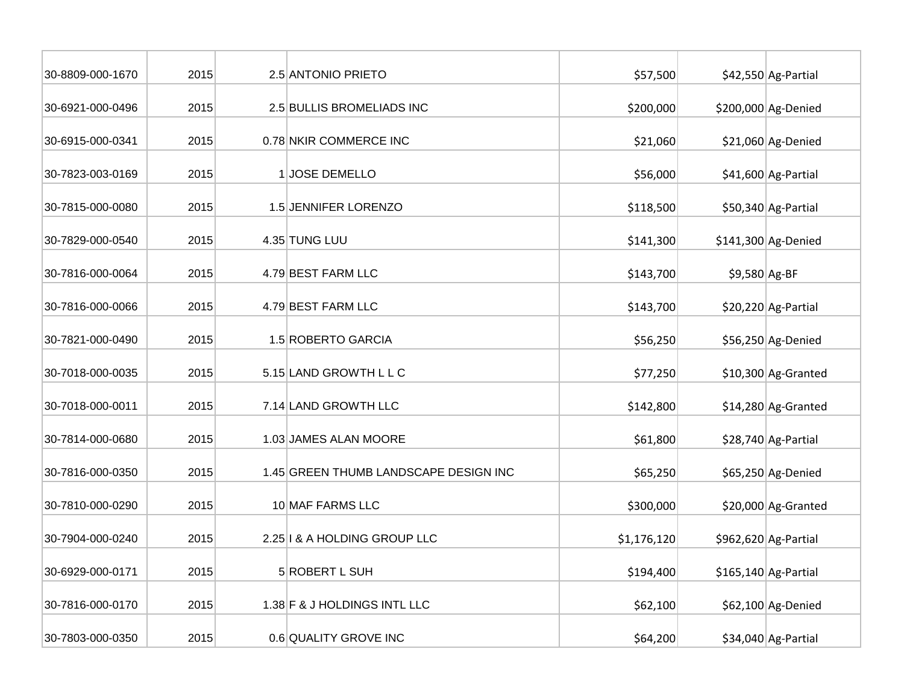| | | | | | | |
|---|---|---|---|---|---|---|
| 30-8809-000-1670 | 2015 | 2.5 | ANTONIO PRIETO | $57,500 | $42,550 | Ag-Partial |
| 30-6921-000-0496 | 2015 | 2.5 | BULLIS BROMELIADS INC | $200,000 | $200,000 | Ag-Denied |
| 30-6915-000-0341 | 2015 | 0.78 | NKIR COMMERCE INC | $21,060 | $21,060 | Ag-Denied |
| 30-7823-003-0169 | 2015 | 1 | JOSE DEMELLO | $56,000 | $41,600 | Ag-Partial |
| 30-7815-000-0080 | 2015 | 1.5 | JENNIFER LORENZO | $118,500 | $50,340 | Ag-Partial |
| 30-7829-000-0540 | 2015 | 4.35 | TUNG LUU | $141,300 | $141,300 | Ag-Denied |
| 30-7816-000-0064 | 2015 | 4.79 | BEST FARM LLC | $143,700 | $9,580 | Ag-BF |
| 30-7816-000-0066 | 2015 | 4.79 | BEST FARM LLC | $143,700 | $20,220 | Ag-Partial |
| 30-7821-000-0490 | 2015 | 1.5 | ROBERTO GARCIA | $56,250 | $56,250 | Ag-Denied |
| 30-7018-000-0035 | 2015 | 5.15 | LAND GROWTH L L C | $77,250 | $10,300 | Ag-Granted |
| 30-7018-000-0011 | 2015 | 7.14 | LAND GROWTH LLC | $142,800 | $14,280 | Ag-Granted |
| 30-7814-000-0680 | 2015 | 1.03 | JAMES ALAN MOORE | $61,800 | $28,740 | Ag-Partial |
| 30-7816-000-0350 | 2015 | 1.45 | GREEN THUMB LANDSCAPE DESIGN INC | $65,250 | $65,250 | Ag-Denied |
| 30-7810-000-0290 | 2015 | 10 | MAF FARMS LLC | $300,000 | $20,000 | Ag-Granted |
| 30-7904-000-0240 | 2015 | 2.25 | I & A HOLDING GROUP LLC | $1,176,120 | $962,620 | Ag-Partial |
| 30-6929-000-0171 | 2015 | 5 | ROBERT L SUH | $194,400 | $165,140 | Ag-Partial |
| 30-7816-000-0170 | 2015 | 1.38 | F & J HOLDINGS INTL LLC | $62,100 | $62,100 | Ag-Denied |
| 30-7803-000-0350 | 2015 | 0.6 | QUALITY GROVE INC | $64,200 | $34,040 | Ag-Partial |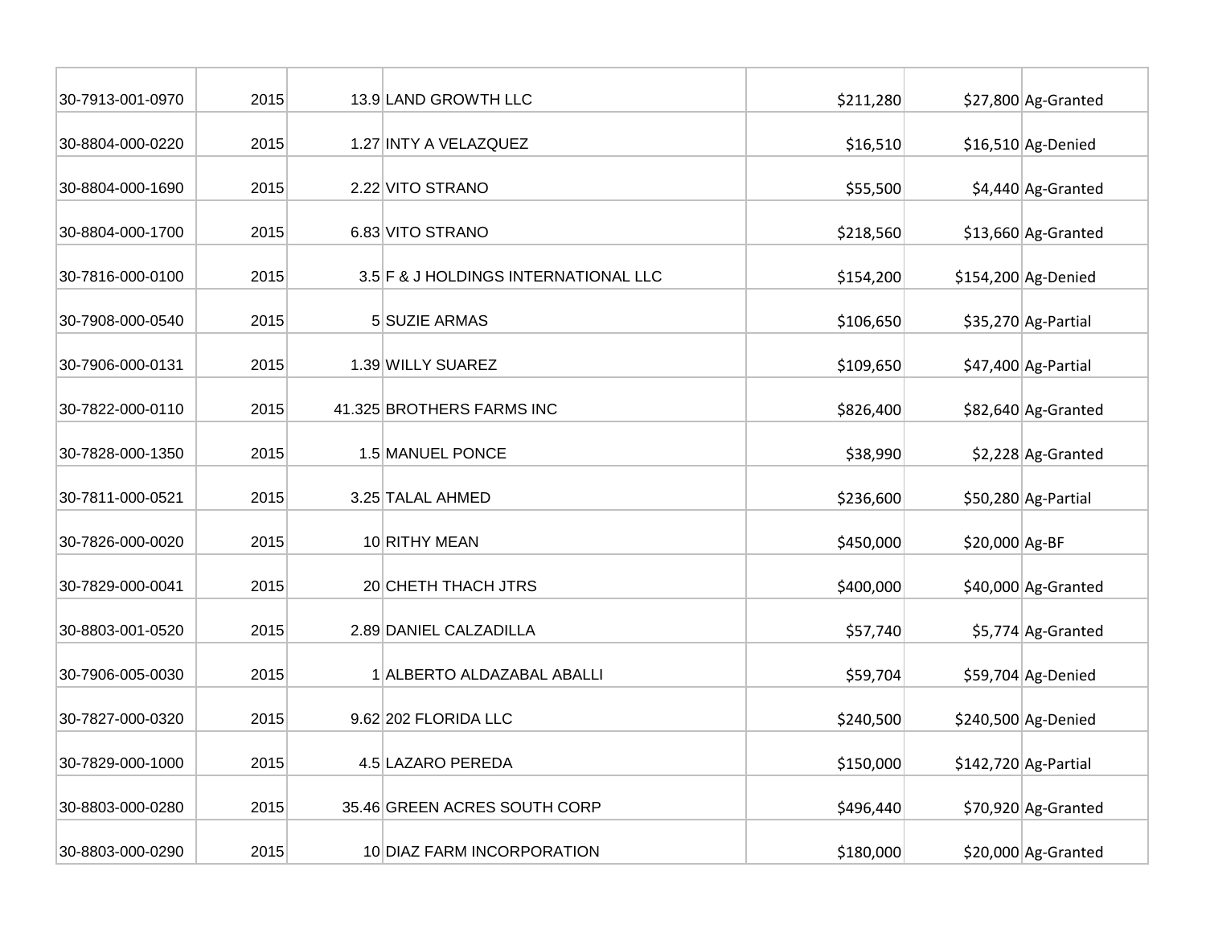| | | | | | | |
|---|---|---|---|---|---|---|
| 30-7913-001-0970 | 2015 | 13.9 | LAND GROWTH LLC | $211,280 | $27,800 | Ag-Granted |
| 30-8804-000-0220 | 2015 | 1.27 | INTY A VELAZQUEZ | $16,510 | $16,510 | Ag-Denied |
| 30-8804-000-1690 | 2015 | 2.22 | VITO STRANO | $55,500 | $4,440 | Ag-Granted |
| 30-8804-000-1700 | 2015 | 6.83 | VITO STRANO | $218,560 | $13,660 | Ag-Granted |
| 30-7816-000-0100 | 2015 | 3.5 | F & J HOLDINGS INTERNATIONAL LLC | $154,200 | $154,200 | Ag-Denied |
| 30-7908-000-0540 | 2015 | 5 | SUZIE ARMAS | $106,650 | $35,270 | Ag-Partial |
| 30-7906-000-0131 | 2015 | 1.39 | WILLY SUAREZ | $109,650 | $47,400 | Ag-Partial |
| 30-7822-000-0110 | 2015 | 41.325 | BROTHERS FARMS INC | $826,400 | $82,640 | Ag-Granted |
| 30-7828-000-1350 | 2015 | 1.5 | MANUEL PONCE | $38,990 | $2,228 | Ag-Granted |
| 30-7811-000-0521 | 2015 | 3.25 | TALAL AHMED | $236,600 | $50,280 | Ag-Partial |
| 30-7826-000-0020 | 2015 | 10 | RITHY MEAN | $450,000 | $20,000 | Ag-BF |
| 30-7829-000-0041 | 2015 | 20 | CHETH THACH JTRS | $400,000 | $40,000 | Ag-Granted |
| 30-8803-001-0520 | 2015 | 2.89 | DANIEL CALZADILLA | $57,740 | $5,774 | Ag-Granted |
| 30-7906-005-0030 | 2015 | 1 | ALBERTO ALDAZABAL ABALLI | $59,704 | $59,704 | Ag-Denied |
| 30-7827-000-0320 | 2015 | 9.62 | 202 FLORIDA LLC | $240,500 | $240,500 | Ag-Denied |
| 30-7829-000-1000 | 2015 | 4.5 | LAZARO PEREDA | $150,000 | $142,720 | Ag-Partial |
| 30-8803-000-0280 | 2015 | 35.46 | GREEN ACRES SOUTH CORP | $496,440 | $70,920 | Ag-Granted |
| 30-8803-000-0290 | 2015 | 10 | DIAZ FARM INCORPORATION | $180,000 | $20,000 | Ag-Granted |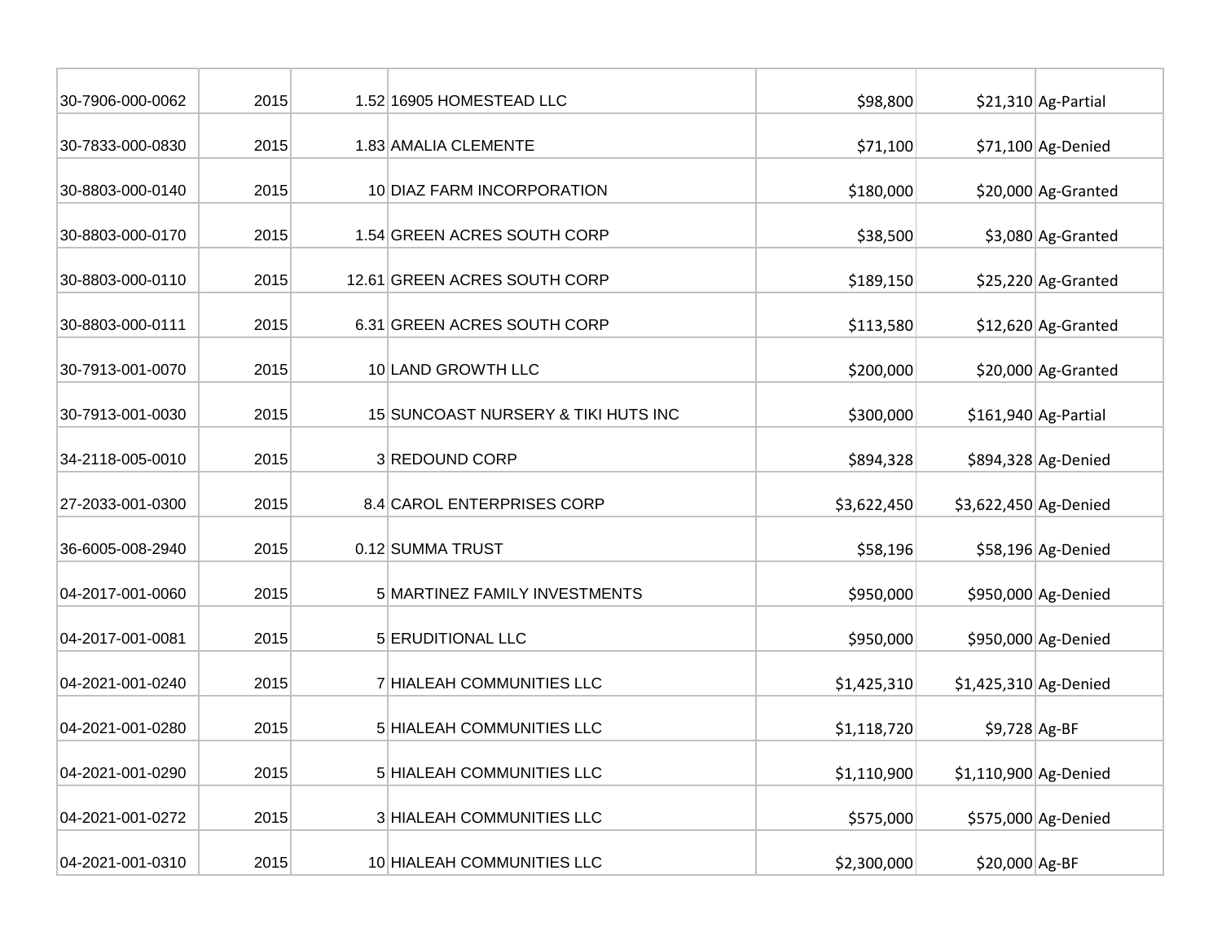| | | | | | | |
|---|---|---|---|---|---|---|
| 30-7906-000-0062 | 2015 | 1.52 | 16905 HOMESTEAD LLC | $98,800 | $21,310 | Ag-Partial |
| 30-7833-000-0830 | 2015 | 1.83 | AMALIA CLEMENTE | $71,100 | $71,100 | Ag-Denied |
| 30-8803-000-0140 | 2015 | 10 | DIAZ FARM INCORPORATION | $180,000 | $20,000 | Ag-Granted |
| 30-8803-000-0170 | 2015 | 1.54 | GREEN ACRES SOUTH CORP | $38,500 | $3,080 | Ag-Granted |
| 30-8803-000-0110 | 2015 | 12.61 | GREEN ACRES SOUTH CORP | $189,150 | $25,220 | Ag-Granted |
| 30-8803-000-0111 | 2015 | 6.31 | GREEN ACRES SOUTH CORP | $113,580 | $12,620 | Ag-Granted |
| 30-7913-001-0070 | 2015 | 10 | LAND GROWTH LLC | $200,000 | $20,000 | Ag-Granted |
| 30-7913-001-0030 | 2015 | 15 | SUNCOAST NURSERY & TIKI HUTS INC | $300,000 | $161,940 | Ag-Partial |
| 34-2118-005-0010 | 2015 | 3 | REDOUND CORP | $894,328 | $894,328 | Ag-Denied |
| 27-2033-001-0300 | 2015 | 8.4 | CAROL ENTERPRISES CORP | $3,622,450 | $3,622,450 | Ag-Denied |
| 36-6005-008-2940 | 2015 | 0.12 | SUMMA TRUST | $58,196 | $58,196 | Ag-Denied |
| 04-2017-001-0060 | 2015 | 5 | MARTINEZ FAMILY INVESTMENTS | $950,000 | $950,000 | Ag-Denied |
| 04-2017-001-0081 | 2015 | 5 | ERUDITIONAL LLC | $950,000 | $950,000 | Ag-Denied |
| 04-2021-001-0240 | 2015 | 7 | HIALEAH COMMUNITIES LLC | $1,425,310 | $1,425,310 | Ag-Denied |
| 04-2021-001-0280 | 2015 | 5 | HIALEAH COMMUNITIES LLC | $1,118,720 | $9,728 | Ag-BF |
| 04-2021-001-0290 | 2015 | 5 | HIALEAH COMMUNITIES LLC | $1,110,900 | $1,110,900 | Ag-Denied |
| 04-2021-001-0272 | 2015 | 3 | HIALEAH COMMUNITIES LLC | $575,000 | $575,000 | Ag-Denied |
| 04-2021-001-0310 | 2015 | 10 | HIALEAH COMMUNITIES LLC | $2,300,000 | $20,000 | Ag-BF |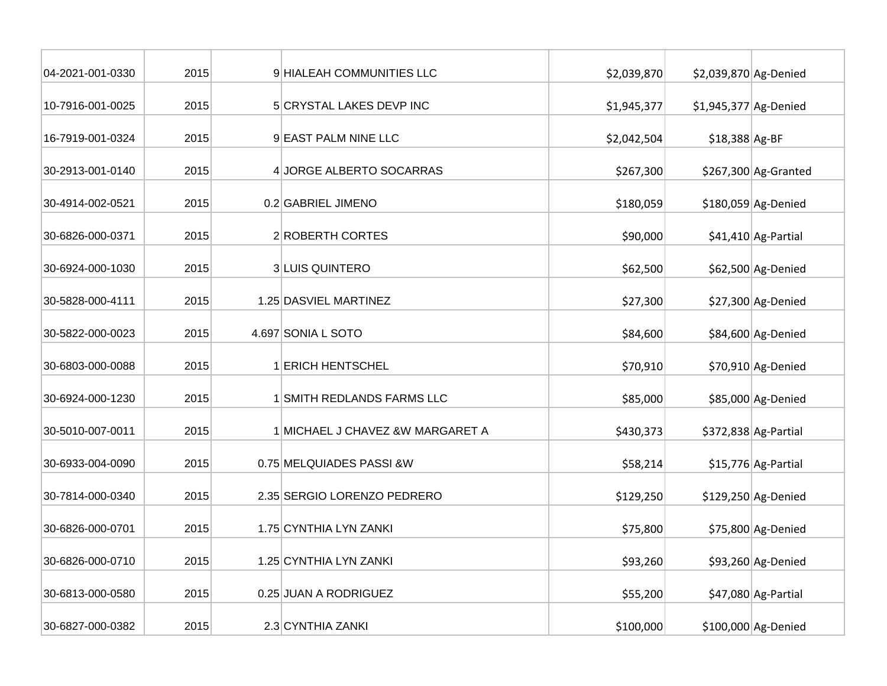| | | | | | | |
|---|---|---|---|---|---|---|
| 04-2021-001-0330 | 2015 | 9 | HIALEAH COMMUNITIES LLC | $2,039,870 | $2,039,870 | Ag-Denied |
| 10-7916-001-0025 | 2015 | 5 | CRYSTAL LAKES DEVP INC | $1,945,377 | $1,945,377 | Ag-Denied |
| 16-7919-001-0324 | 2015 | 9 | EAST PALM NINE LLC | $2,042,504 | $18,388 | Ag-BF |
| 30-2913-001-0140 | 2015 | 4 | JORGE ALBERTO SOCARRAS | $267,300 | $267,300 | Ag-Granted |
| 30-4914-002-0521 | 2015 | 0.2 | GABRIEL JIMENO | $180,059 | $180,059 | Ag-Denied |
| 30-6826-000-0371 | 2015 | 2 | ROBERTH CORTES | $90,000 | $41,410 | Ag-Partial |
| 30-6924-000-1030 | 2015 | 3 | LUIS QUINTERO | $62,500 | $62,500 | Ag-Denied |
| 30-5828-000-4111 | 2015 | 1.25 | DASVIEL MARTINEZ | $27,300 | $27,300 | Ag-Denied |
| 30-5822-000-0023 | 2015 | 4.697 | SONIA L SOTO | $84,600 | $84,600 | Ag-Denied |
| 30-6803-000-0088 | 2015 | 1 | ERICH HENTSCHEL | $70,910 | $70,910 | Ag-Denied |
| 30-6924-000-1230 | 2015 | 1 | SMITH REDLANDS FARMS LLC | $85,000 | $85,000 | Ag-Denied |
| 30-5010-007-0011 | 2015 | 1 | MICHAEL J CHAVEZ &W MARGARET A | $430,373 | $372,838 | Ag-Partial |
| 30-6933-004-0090 | 2015 | 0.75 | MELQUIADES PASSI &W | $58,214 | $15,776 | Ag-Partial |
| 30-7814-000-0340 | 2015 | 2.35 | SERGIO LORENZO PEDRERO | $129,250 | $129,250 | Ag-Denied |
| 30-6826-000-0701 | 2015 | 1.75 | CYNTHIA LYN ZANKI | $75,800 | $75,800 | Ag-Denied |
| 30-6826-000-0710 | 2015 | 1.25 | CYNTHIA LYN ZANKI | $93,260 | $93,260 | Ag-Denied |
| 30-6813-000-0580 | 2015 | 0.25 | JUAN A RODRIGUEZ | $55,200 | $47,080 | Ag-Partial |
| 30-6827-000-0382 | 2015 | 2.3 | CYNTHIA ZANKI | $100,000 | $100,000 | Ag-Denied |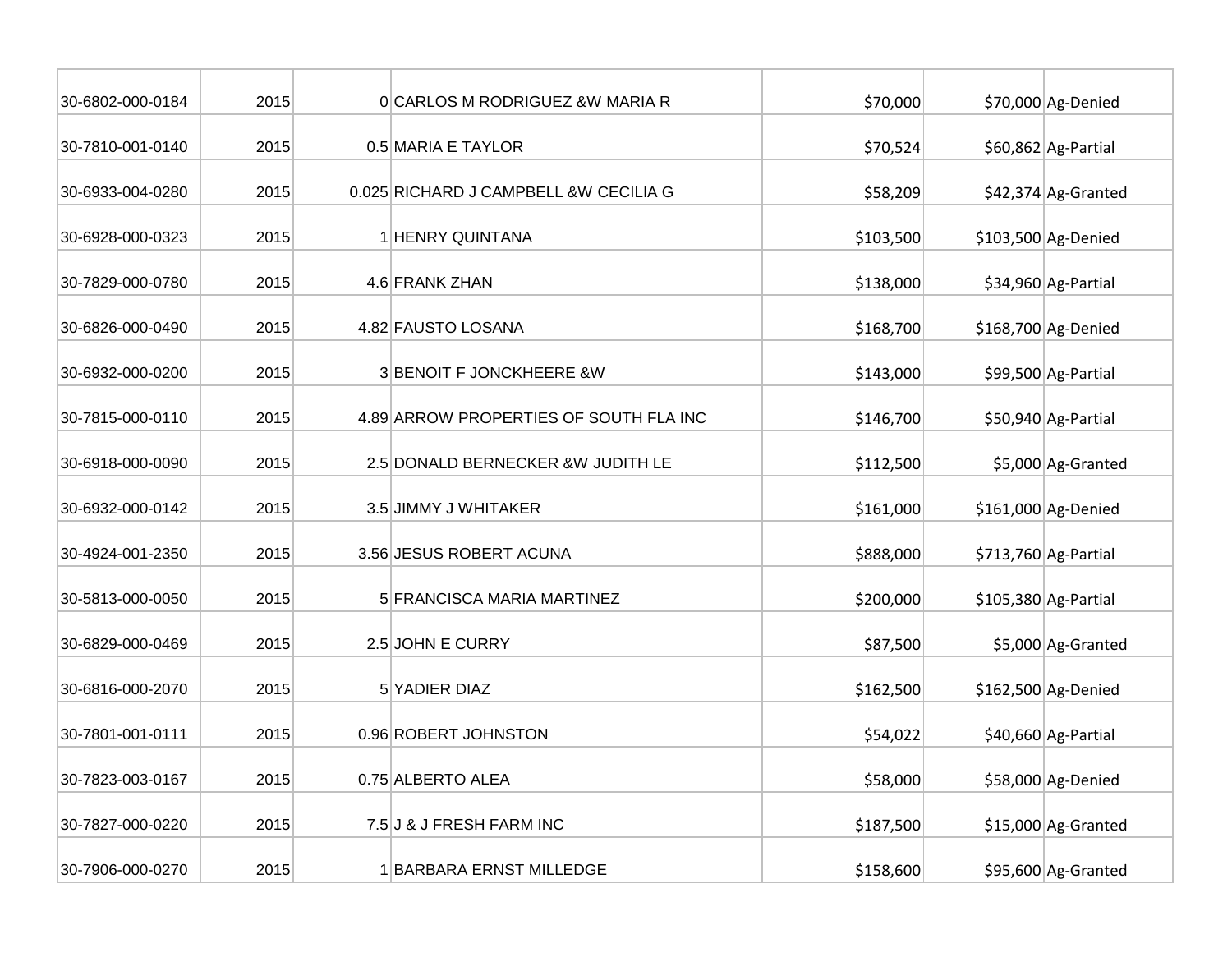| | | | | | | |
|---|---|---|---|---|---|---|
| 30-6802-000-0184 | 2015 | 0 | CARLOS M RODRIGUEZ &W MARIA R | $70,000 | $70,000 | Ag-Denied |
| 30-7810-001-0140 | 2015 | 0.5 | MARIA E TAYLOR | $70,524 | $60,862 | Ag-Partial |
| 30-6933-004-0280 | 2015 | 0.025 | RICHARD J CAMPBELL &W CECILIA G | $58,209 | $42,374 | Ag-Granted |
| 30-6928-000-0323 | 2015 | 1 | HENRY QUINTANA | $103,500 | $103,500 | Ag-Denied |
| 30-7829-000-0780 | 2015 | 4.6 | FRANK ZHAN | $138,000 | $34,960 | Ag-Partial |
| 30-6826-000-0490 | 2015 | 4.82 | FAUSTO LOSANA | $168,700 | $168,700 | Ag-Denied |
| 30-6932-000-0200 | 2015 | 3 | BENOIT F JONCKHEERE &W | $143,000 | $99,500 | Ag-Partial |
| 30-7815-000-0110 | 2015 | 4.89 | ARROW PROPERTIES OF SOUTH FLA INC | $146,700 | $50,940 | Ag-Partial |
| 30-6918-000-0090 | 2015 | 2.5 | DONALD BERNECKER &W JUDITH LE | $112,500 | $5,000 | Ag-Granted |
| 30-6932-000-0142 | 2015 | 3.5 | JIMMY J WHITAKER | $161,000 | $161,000 | Ag-Denied |
| 30-4924-001-2350 | 2015 | 3.56 | JESUS ROBERT ACUNA | $888,000 | $713,760 | Ag-Partial |
| 30-5813-000-0050 | 2015 | 5 | FRANCISCA MARIA MARTINEZ | $200,000 | $105,380 | Ag-Partial |
| 30-6829-000-0469 | 2015 | 2.5 | JOHN E CURRY | $87,500 | $5,000 | Ag-Granted |
| 30-6816-000-2070 | 2015 | 5 | YADIER DIAZ | $162,500 | $162,500 | Ag-Denied |
| 30-7801-001-0111 | 2015 | 0.96 | ROBERT JOHNSTON | $54,022 | $40,660 | Ag-Partial |
| 30-7823-003-0167 | 2015 | 0.75 | ALBERTO ALEA | $58,000 | $58,000 | Ag-Denied |
| 30-7827-000-0220 | 2015 | 7.5 | J & J FRESH FARM INC | $187,500 | $15,000 | Ag-Granted |
| 30-7906-000-0270 | 2015 | 1 | BARBARA ERNST MILLEDGE | $158,600 | $95,600 | Ag-Granted |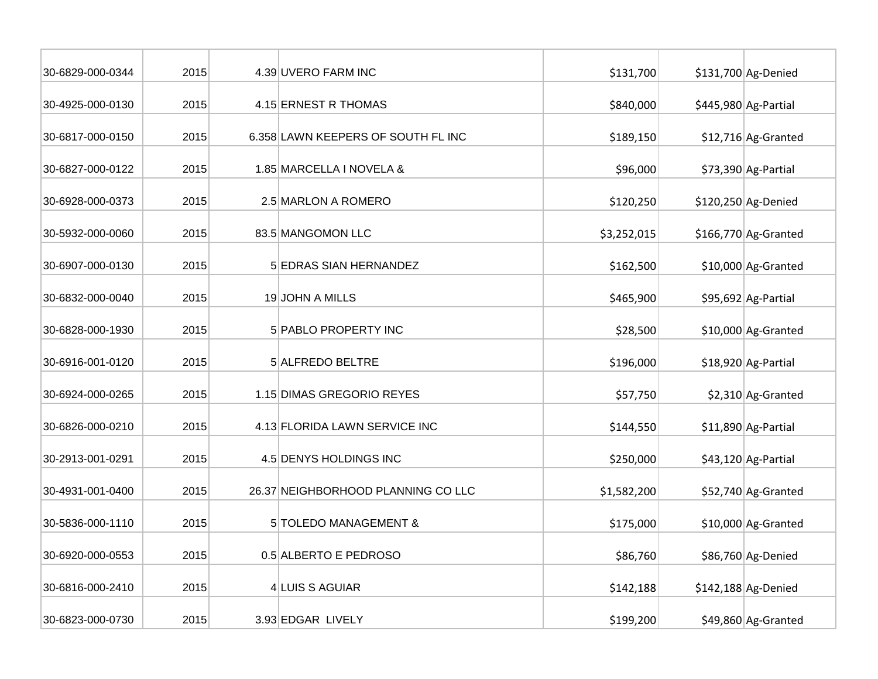| | | | | | | |
|---|---|---|---|---|---|---|
| 30-6829-000-0344 | 2015 | 4.39 | UVERO FARM INC | $131,700 | $131,700 | Ag-Denied |
| 30-4925-000-0130 | 2015 | 4.15 | ERNEST R THOMAS | $840,000 | $445,980 | Ag-Partial |
| 30-6817-000-0150 | 2015 | 6.358 | LAWN KEEPERS OF SOUTH FL INC | $189,150 | $12,716 | Ag-Granted |
| 30-6827-000-0122 | 2015 | 1.85 | MARCELLA I NOVELA & | $96,000 | $73,390 | Ag-Partial |
| 30-6928-000-0373 | 2015 | 2.5 | MARLON A ROMERO | $120,250 | $120,250 | Ag-Denied |
| 30-5932-000-0060 | 2015 | 83.5 | MANGOMON LLC | $3,252,015 | $166,770 | Ag-Granted |
| 30-6907-000-0130 | 2015 | 5 | EDRAS SIAN HERNANDEZ | $162,500 | $10,000 | Ag-Granted |
| 30-6832-000-0040 | 2015 | 19 | JOHN A MILLS | $465,900 | $95,692 | Ag-Partial |
| 30-6828-000-1930 | 2015 | 5 | PABLO PROPERTY INC | $28,500 | $10,000 | Ag-Granted |
| 30-6916-001-0120 | 2015 | 5 | ALFREDO BELTRE | $196,000 | $18,920 | Ag-Partial |
| 30-6924-000-0265 | 2015 | 1.15 | DIMAS GREGORIO REYES | $57,750 | $2,310 | Ag-Granted |
| 30-6826-000-0210 | 2015 | 4.13 | FLORIDA LAWN SERVICE INC | $144,550 | $11,890 | Ag-Partial |
| 30-2913-001-0291 | 2015 | 4.5 | DENYS HOLDINGS INC | $250,000 | $43,120 | Ag-Partial |
| 30-4931-001-0400 | 2015 | 26.37 | NEIGHBORHOOD PLANNING CO LLC | $1,582,200 | $52,740 | Ag-Granted |
| 30-5836-000-1110 | 2015 | 5 | TOLEDO MANAGEMENT & | $175,000 | $10,000 | Ag-Granted |
| 30-6920-000-0553 | 2015 | 0.5 | ALBERTO E PEDROSO | $86,760 | $86,760 | Ag-Denied |
| 30-6816-000-2410 | 2015 | 4 | LUIS S AGUIAR | $142,188 | $142,188 | Ag-Denied |
| 30-6823-000-0730 | 2015 | 3.93 | EDGAR LIVELY | $199,200 | $49,860 | Ag-Granted |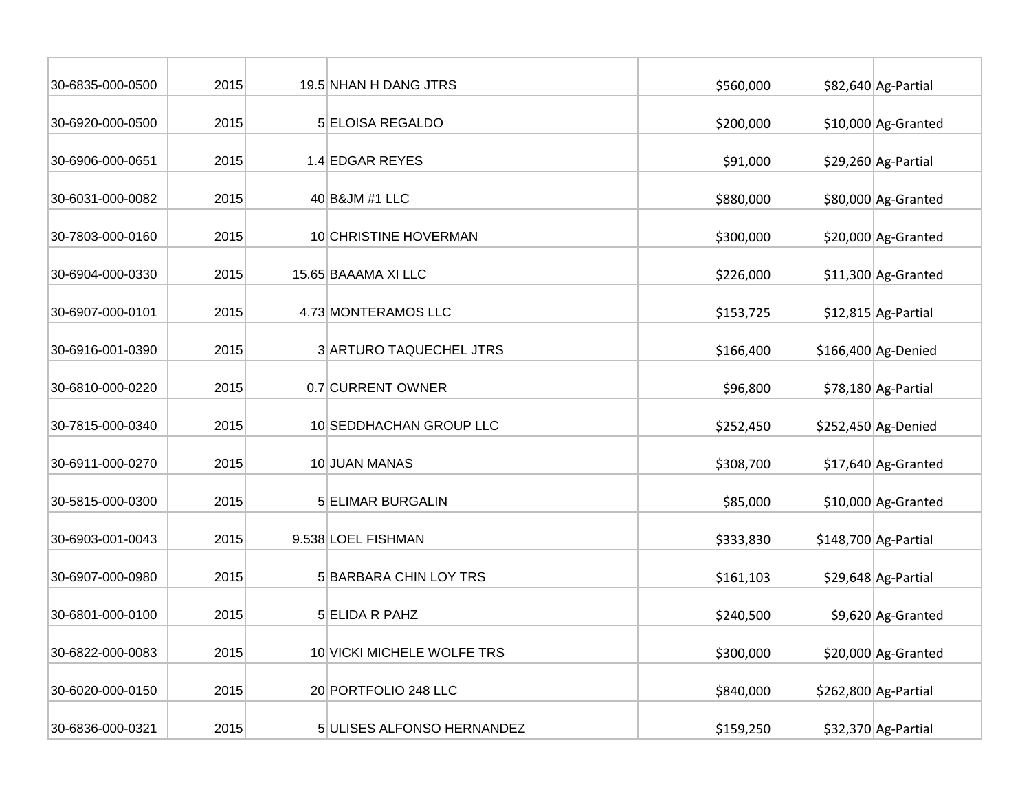| | | | | | | |
|---|---|---|---|---|---|---|
| 30-6835-000-0500 | 2015 | 19.5 | NHAN H DANG JTRS | $560,000 | $82,640 | Ag-Partial |
| 30-6920-000-0500 | 2015 | 5 | ELOISA REGALDO | $200,000 | $10,000 | Ag-Granted |
| 30-6906-000-0651 | 2015 | 1.4 | EDGAR REYES | $91,000 | $29,260 | Ag-Partial |
| 30-6031-000-0082 | 2015 | 40 | B&JM #1 LLC | $880,000 | $80,000 | Ag-Granted |
| 30-7803-000-0160 | 2015 | 10 | CHRISTINE HOVERMAN | $300,000 | $20,000 | Ag-Granted |
| 30-6904-000-0330 | 2015 | 15.65 | BAAAMA XI LLC | $226,000 | $11,300 | Ag-Granted |
| 30-6907-000-0101 | 2015 | 4.73 | MONTERAMOS LLC | $153,725 | $12,815 | Ag-Partial |
| 30-6916-001-0390 | 2015 | 3 | ARTURO TAQUECHEL JTRS | $166,400 | $166,400 | Ag-Denied |
| 30-6810-000-0220 | 2015 | 0.7 | CURRENT OWNER | $96,800 | $78,180 | Ag-Partial |
| 30-7815-000-0340 | 2015 | 10 | SEDDHACHAN GROUP LLC | $252,450 | $252,450 | Ag-Denied |
| 30-6911-000-0270 | 2015 | 10 | JUAN MANAS | $308,700 | $17,640 | Ag-Granted |
| 30-5815-000-0300 | 2015 | 5 | ELIMAR BURGALIN | $85,000 | $10,000 | Ag-Granted |
| 30-6903-001-0043 | 2015 | 9.538 | LOEL FISHMAN | $333,830 | $148,700 | Ag-Partial |
| 30-6907-000-0980 | 2015 | 5 | BARBARA CHIN LOY TRS | $161,103 | $29,648 | Ag-Partial |
| 30-6801-000-0100 | 2015 | 5 | ELIDA R PAHZ | $240,500 | $9,620 | Ag-Granted |
| 30-6822-000-0083 | 2015 | 10 | VICKI MICHELE WOLFE TRS | $300,000 | $20,000 | Ag-Granted |
| 30-6020-000-0150 | 2015 | 20 | PORTFOLIO 248 LLC | $840,000 | $262,800 | Ag-Partial |
| 30-6836-000-0321 | 2015 | 5 | ULISES ALFONSO HERNANDEZ | $159,250 | $32,370 | Ag-Partial |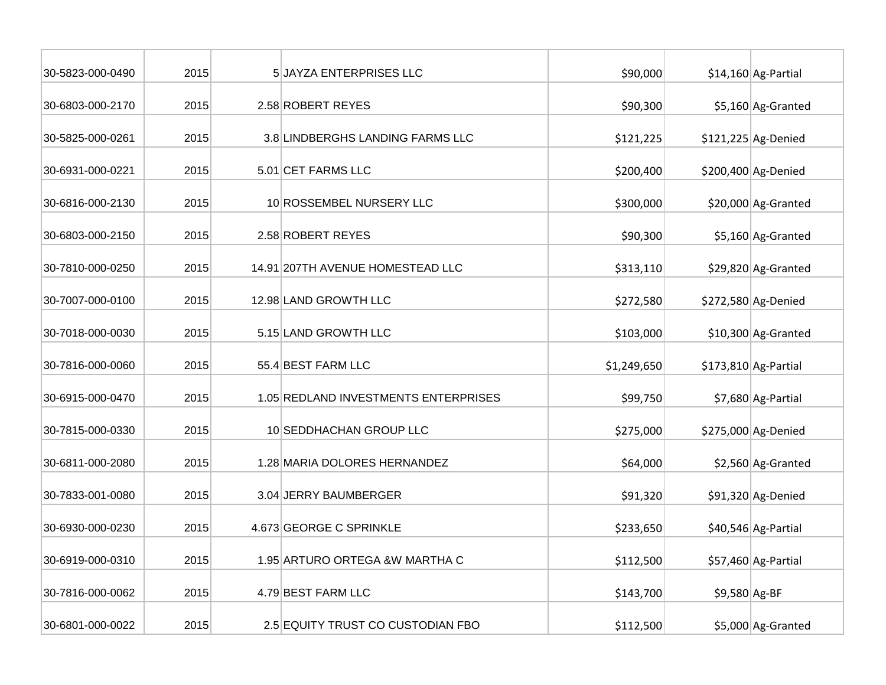| | | | | | | |
|---|---|---|---|---|---|---|
| 30-5823-000-0490 | 2015 | 5 | JAYZA ENTERPRISES LLC | $90,000 | $14,160 | Ag-Partial |
| 30-6803-000-2170 | 2015 | 2.58 | ROBERT REYES | $90,300 | $5,160 | Ag-Granted |
| 30-5825-000-0261 | 2015 | 3.8 | LINDBERGHS LANDING FARMS LLC | $121,225 | $121,225 | Ag-Denied |
| 30-6931-000-0221 | 2015 | 5.01 | CET FARMS LLC | $200,400 | $200,400 | Ag-Denied |
| 30-6816-000-2130 | 2015 | 10 | ROSSEMBEL NURSERY LLC | $300,000 | $20,000 | Ag-Granted |
| 30-6803-000-2150 | 2015 | 2.58 | ROBERT REYES | $90,300 | $5,160 | Ag-Granted |
| 30-7810-000-0250 | 2015 | 14.91 | 207TH AVENUE HOMESTEAD LLC | $313,110 | $29,820 | Ag-Granted |
| 30-7007-000-0100 | 2015 | 12.98 | LAND GROWTH LLC | $272,580 | $272,580 | Ag-Denied |
| 30-7018-000-0030 | 2015 | 5.15 | LAND GROWTH LLC | $103,000 | $10,300 | Ag-Granted |
| 30-7816-000-0060 | 2015 | 55.4 | BEST FARM LLC | $1,249,650 | $173,810 | Ag-Partial |
| 30-6915-000-0470 | 2015 | 1.05 | REDLAND INVESTMENTS ENTERPRISES | $99,750 | $7,680 | Ag-Partial |
| 30-7815-000-0330 | 2015 | 10 | SEDDHACHAN GROUP LLC | $275,000 | $275,000 | Ag-Denied |
| 30-6811-000-2080 | 2015 | 1.28 | MARIA DOLORES HERNANDEZ | $64,000 | $2,560 | Ag-Granted |
| 30-7833-001-0080 | 2015 | 3.04 | JERRY BAUMBERGER | $91,320 | $91,320 | Ag-Denied |
| 30-6930-000-0230 | 2015 | 4.673 | GEORGE C SPRINKLE | $233,650 | $40,546 | Ag-Partial |
| 30-6919-000-0310 | 2015 | 1.95 | ARTURO ORTEGA &W MARTHA C | $112,500 | $57,460 | Ag-Partial |
| 30-7816-000-0062 | 2015 | 4.79 | BEST FARM LLC | $143,700 | $9,580 | Ag-BF |
| 30-6801-000-0022 | 2015 | 2.5 | EQUITY TRUST CO CUSTODIAN FBO | $112,500 | $5,000 | Ag-Granted |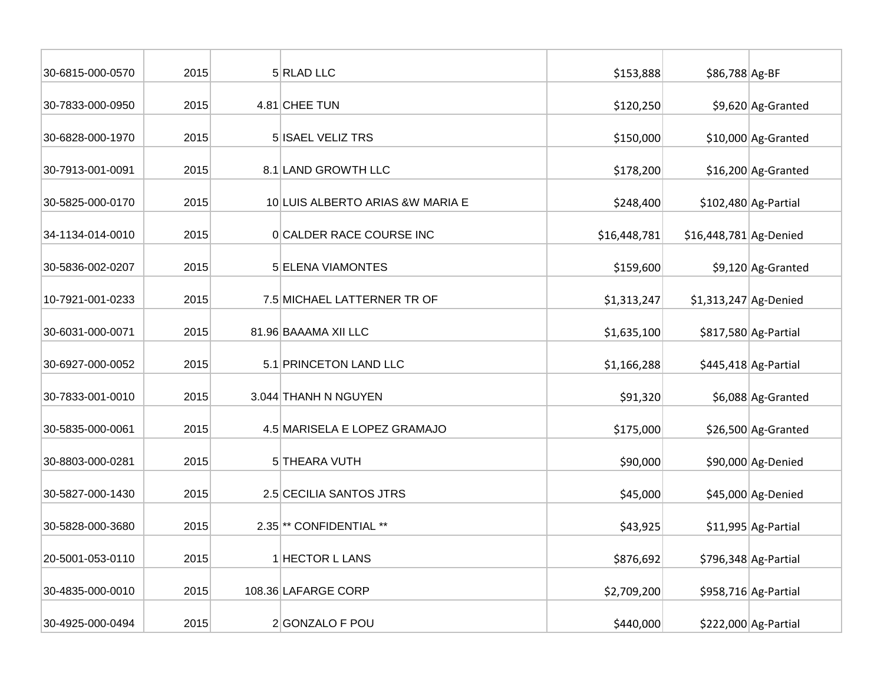| | | | | | | |
|---|---|---|---|---|---|---|
| 30-6815-000-0570 | 2015 | 5 | RLAD LLC | $153,888 | $86,788 | Ag-BF |
| 30-7833-000-0950 | 2015 | 4.81 | CHEE TUN | $120,250 | $9,620 | Ag-Granted |
| 30-6828-000-1970 | 2015 | 5 | ISAEL VELIZ TRS | $150,000 | $10,000 | Ag-Granted |
| 30-7913-001-0091 | 2015 | 8.1 | LAND GROWTH LLC | $178,200 | $16,200 | Ag-Granted |
| 30-5825-000-0170 | 2015 | 10 | LUIS ALBERTO ARIAS &W MARIA E | $248,400 | $102,480 | Ag-Partial |
| 34-1134-014-0010 | 2015 | 0 | CALDER RACE COURSE INC | $16,448,781 | $16,448,781 | Ag-Denied |
| 30-5836-002-0207 | 2015 | 5 | ELENA VIAMONTES | $159,600 | $9,120 | Ag-Granted |
| 10-7921-001-0233 | 2015 | 7.5 | MICHAEL LATTERNER TR OF | $1,313,247 | $1,313,247 | Ag-Denied |
| 30-6031-000-0071 | 2015 | 81.96 | BAAAMA XII LLC | $1,635,100 | $817,580 | Ag-Partial |
| 30-6927-000-0052 | 2015 | 5.1 | PRINCETON LAND LLC | $1,166,288 | $445,418 | Ag-Partial |
| 30-7833-001-0010 | 2015 | 3.044 | THANH N NGUYEN | $91,320 | $6,088 | Ag-Granted |
| 30-5835-000-0061 | 2015 | 4.5 | MARISELA E LOPEZ GRAMAJO | $175,000 | $26,500 | Ag-Granted |
| 30-8803-000-0281 | 2015 | 5 | THEARA VUTH | $90,000 | $90,000 | Ag-Denied |
| 30-5827-000-1430 | 2015 | 2.5 | CECILIA SANTOS JTRS | $45,000 | $45,000 | Ag-Denied |
| 30-5828-000-3680 | 2015 | 2.35 | ** CONFIDENTIAL ** | $43,925 | $11,995 | Ag-Partial |
| 20-5001-053-0110 | 2015 | 1 | HECTOR L LANS | $876,692 | $796,348 | Ag-Partial |
| 30-4835-000-0010 | 2015 | 108.36 | LAFARGE CORP | $2,709,200 | $958,716 | Ag-Partial |
| 30-4925-000-0494 | 2015 | 2 | GONZALO F POU | $440,000 | $222,000 | Ag-Partial |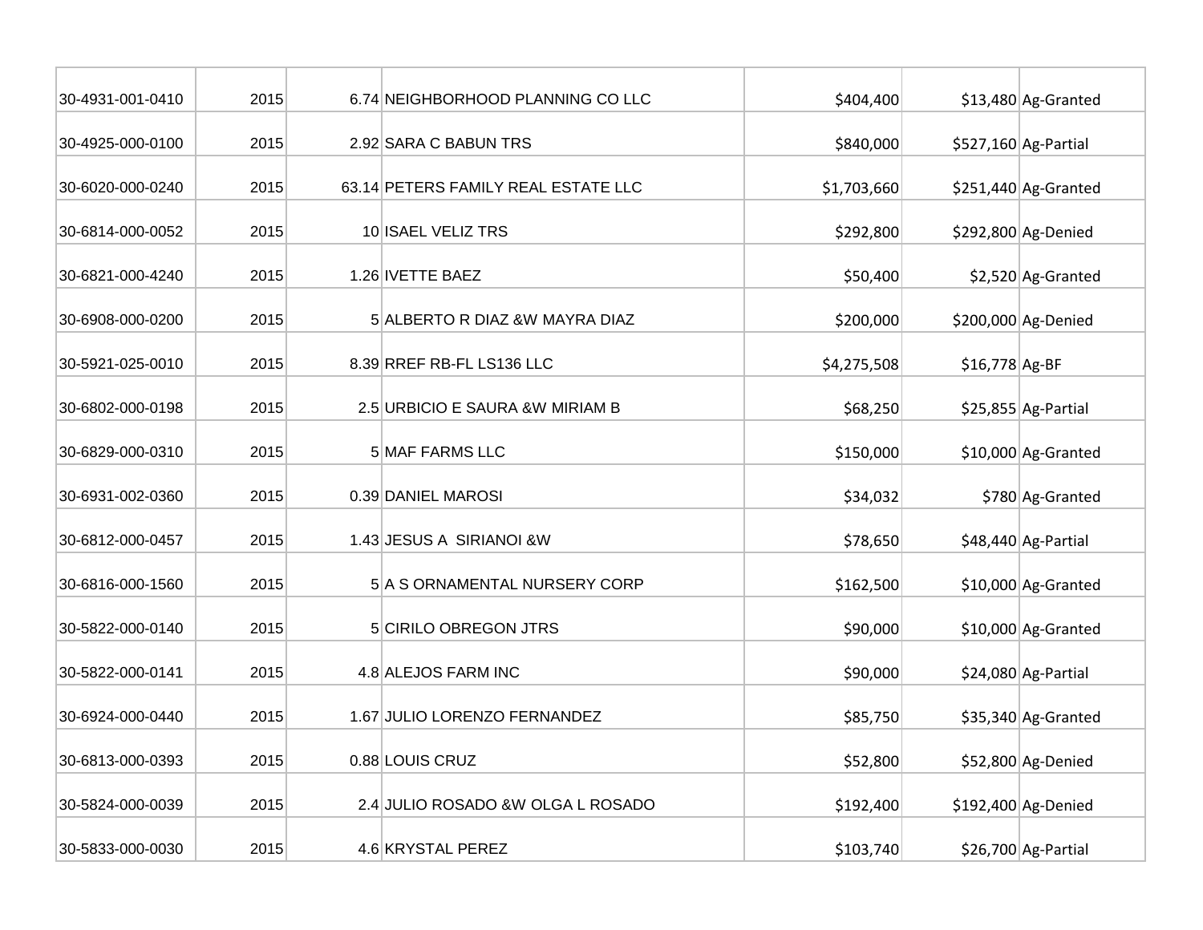| | | | | | | |
|---|---|---|---|---|---|---|
| 30-4931-001-0410 | 2015 | 6.74 | NEIGHBORHOOD PLANNING CO LLC | $404,400 | $13,480 | Ag-Granted |
| 30-4925-000-0100 | 2015 | 2.92 | SARA C BABUN TRS | $840,000 | $527,160 | Ag-Partial |
| 30-6020-000-0240 | 2015 | 63.14 | PETERS FAMILY REAL ESTATE LLC | $1,703,660 | $251,440 | Ag-Granted |
| 30-6814-000-0052 | 2015 | 10 | ISAEL VELIZ TRS | $292,800 | $292,800 | Ag-Denied |
| 30-6821-000-4240 | 2015 | 1.26 | IVETTE BAEZ | $50,400 | $2,520 | Ag-Granted |
| 30-6908-000-0200 | 2015 | 5 | ALBERTO R DIAZ &W MAYRA DIAZ | $200,000 | $200,000 | Ag-Denied |
| 30-5921-025-0010 | 2015 | 8.39 | RREF RB-FL LS136 LLC | $4,275,508 | $16,778 | Ag-BF |
| 30-6802-000-0198 | 2015 | 2.5 | URBICIO E SAURA &W MIRIAM B | $68,250 | $25,855 | Ag-Partial |
| 30-6829-000-0310 | 2015 | 5 | MAF FARMS LLC | $150,000 | $10,000 | Ag-Granted |
| 30-6931-002-0360 | 2015 | 0.39 | DANIEL MAROSI | $34,032 | $780 | Ag-Granted |
| 30-6812-000-0457 | 2015 | 1.43 | JESUS A SIRIANOI &W | $78,650 | $48,440 | Ag-Partial |
| 30-6816-000-1560 | 2015 | 5 | A S ORNAMENTAL NURSERY CORP | $162,500 | $10,000 | Ag-Granted |
| 30-5822-000-0140 | 2015 | 5 | CIRILO OBREGON JTRS | $90,000 | $10,000 | Ag-Granted |
| 30-5822-000-0141 | 2015 | 4.8 | ALEJOS FARM INC | $90,000 | $24,080 | Ag-Partial |
| 30-6924-000-0440 | 2015 | 1.67 | JULIO LORENZO FERNANDEZ | $85,750 | $35,340 | Ag-Granted |
| 30-6813-000-0393 | 2015 | 0.88 | LOUIS CRUZ | $52,800 | $52,800 | Ag-Denied |
| 30-5824-000-0039 | 2015 | 2.4 | JULIO ROSADO &W OLGA L ROSADO | $192,400 | $192,400 | Ag-Denied |
| 30-5833-000-0030 | 2015 | 4.6 | KRYSTAL PEREZ | $103,740 | $26,700 | Ag-Partial |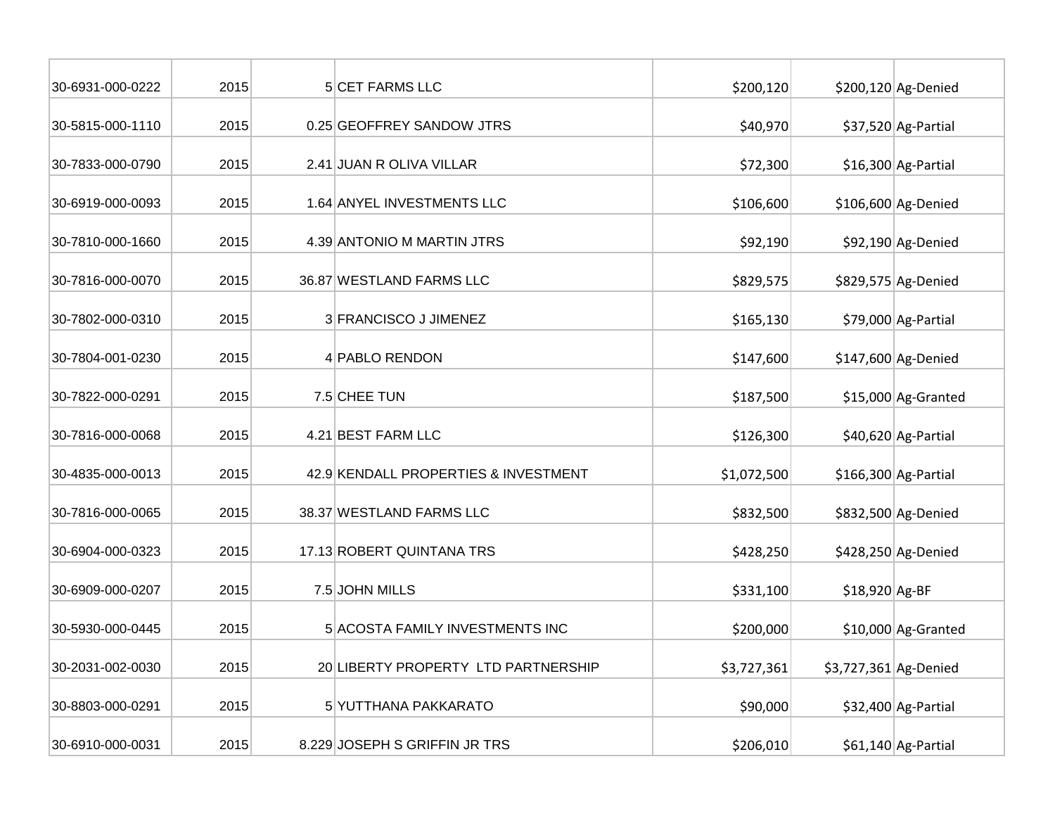| | | | | | | |
|---|---|---|---|---|---|---|
| 30-6931-000-0222 | 2015 | 5 | CET FARMS LLC | $200,120 | $200,120 | Ag-Denied |
| 30-5815-000-1110 | 2015 | 0.25 | GEOFFREY SANDOW JTRS | $40,970 | $37,520 | Ag-Partial |
| 30-7833-000-0790 | 2015 | 2.41 | JUAN R OLIVA VILLAR | $72,300 | $16,300 | Ag-Partial |
| 30-6919-000-0093 | 2015 | 1.64 | ANYEL INVESTMENTS LLC | $106,600 | $106,600 | Ag-Denied |
| 30-7810-000-1660 | 2015 | 4.39 | ANTONIO M MARTIN JTRS | $92,190 | $92,190 | Ag-Denied |
| 30-7816-000-0070 | 2015 | 36.87 | WESTLAND FARMS LLC | $829,575 | $829,575 | Ag-Denied |
| 30-7802-000-0310 | 2015 | 3 | FRANCISCO J JIMENEZ | $165,130 | $79,000 | Ag-Partial |
| 30-7804-001-0230 | 2015 | 4 | PABLO RENDON | $147,600 | $147,600 | Ag-Denied |
| 30-7822-000-0291 | 2015 | 7.5 | CHEE TUN | $187,500 | $15,000 | Ag-Granted |
| 30-7816-000-0068 | 2015 | 4.21 | BEST FARM LLC | $126,300 | $40,620 | Ag-Partial |
| 30-4835-000-0013 | 2015 | 42.9 | KENDALL PROPERTIES & INVESTMENT | $1,072,500 | $166,300 | Ag-Partial |
| 30-7816-000-0065 | 2015 | 38.37 | WESTLAND FARMS LLC | $832,500 | $832,500 | Ag-Denied |
| 30-6904-000-0323 | 2015 | 17.13 | ROBERT QUINTANA TRS | $428,250 | $428,250 | Ag-Denied |
| 30-6909-000-0207 | 2015 | 7.5 | JOHN MILLS | $331,100 | $18,920 | Ag-BF |
| 30-5930-000-0445 | 2015 | 5 | ACOSTA FAMILY INVESTMENTS INC | $200,000 | $10,000 | Ag-Granted |
| 30-2031-002-0030 | 2015 | 20 | LIBERTY PROPERTY LTD PARTNERSHIP | $3,727,361 | $3,727,361 | Ag-Denied |
| 30-8803-000-0291 | 2015 | 5 | YUTTHANA PAKKARATO | $90,000 | $32,400 | Ag-Partial |
| 30-6910-000-0031 | 2015 | 8.229 | JOSEPH S GRIFFIN JR TRS | $206,010 | $61,140 | Ag-Partial |